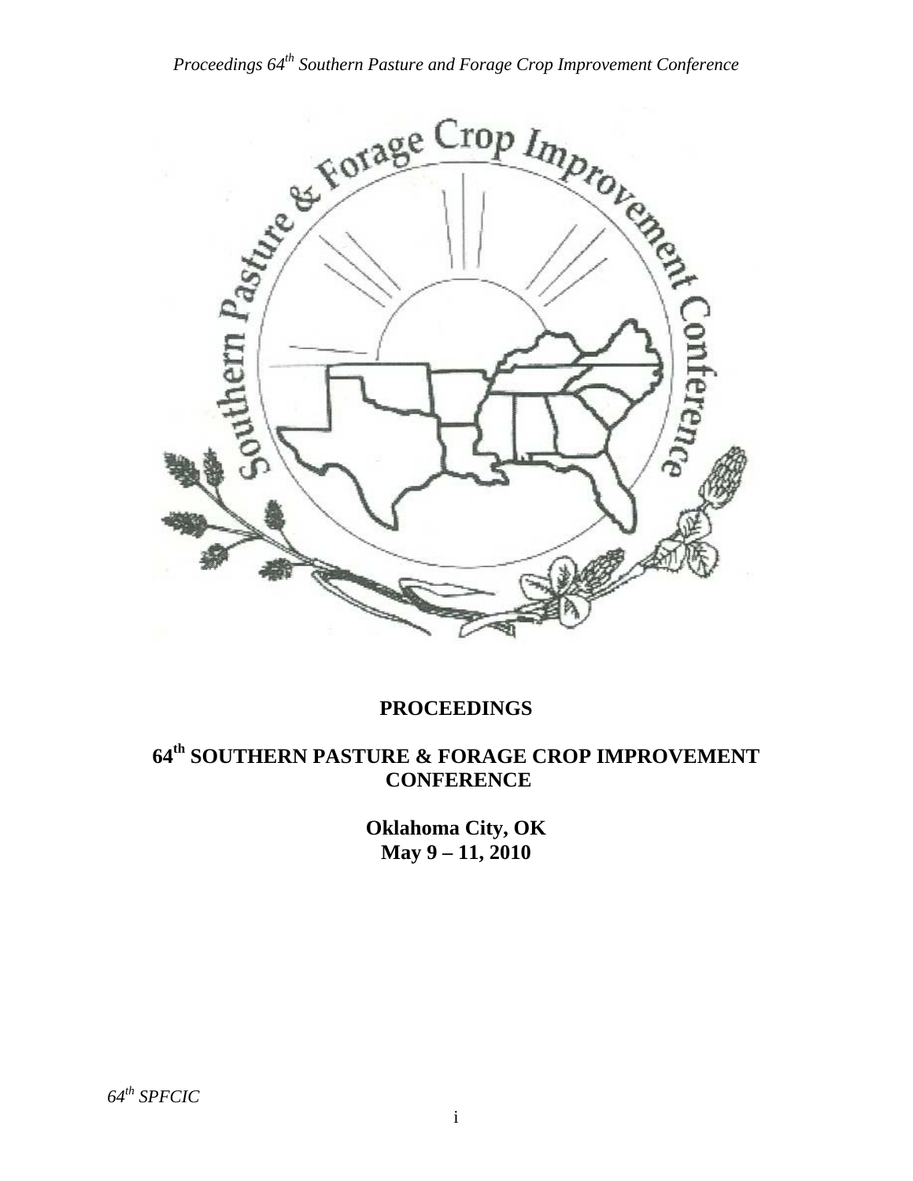# PROCEEDINGS

## 64th SOUTHERN PASTURE & FORAGE CROP IMPROVEMENT CONFERENCE

**Oklahoma City, OK**
**May 9 – 11, 2010**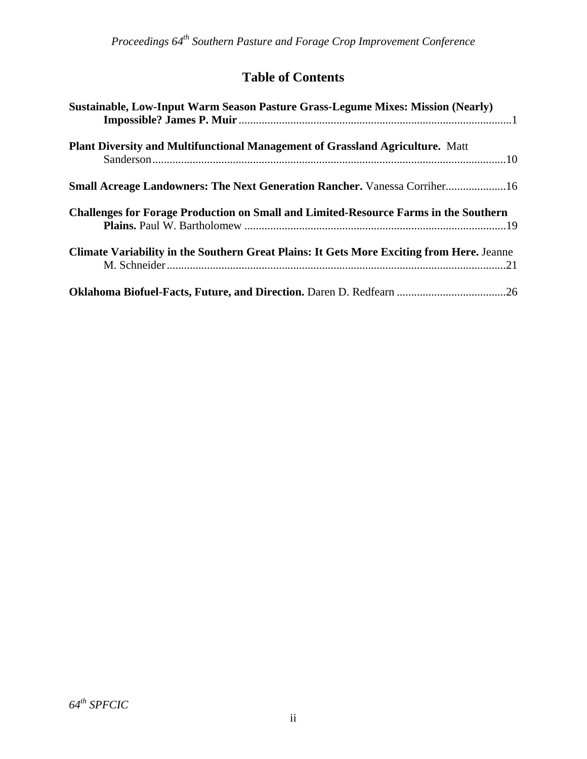## Table of Contents

**Sustainable, Low-Input Warm Season Pasture Grass-Legume Mixes: Mission (Nearly) Impossible? James P. Muir** ....................1

**Plant Diversity and Multifunctional Management of Grassland Agriculture.** Matt Sanderson....................10

**Small Acreage Landowners: The Next Generation Rancher.** Vanessa Corriher....................16

**Challenges for Forage Production on Small and Limited-Resource Farms in the Southern Plains.** Paul W. Bartholomew ....................19

**Climate Variability in the Southern Great Plains: It Gets More Exciting from Here.** Jeanne M. Schneider....................21

**Oklahoma Biofuel-Facts, Future, and Direction.** Daren D. Redfearn ....................26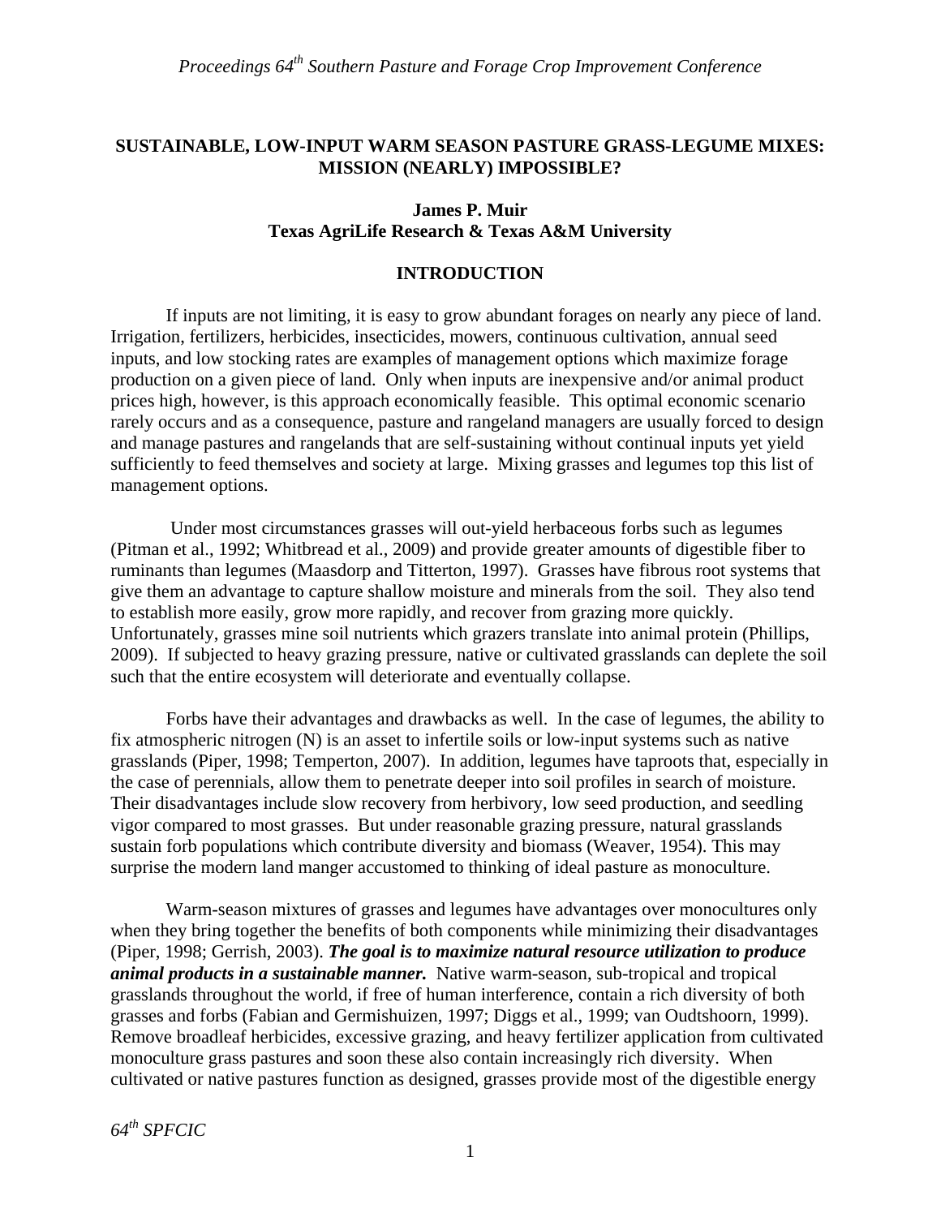## SUSTAINABLE, LOW-INPUT WARM SEASON PASTURE GRASS-LEGUME MIXES: MISSION (NEARLY) IMPOSSIBLE?

**James P. Muir**
**Texas AgriLife Research & Texas A&M University**

### INTRODUCTION

If inputs are not limiting, it is easy to grow abundant forages on nearly any piece of land. Irrigation, fertilizers, herbicides, insecticides, mowers, continuous cultivation, annual seed inputs, and low stocking rates are examples of management options which maximize forage production on a given piece of land. Only when inputs are inexpensive and/or animal product prices high, however, is this approach economically feasible. This optimal economic scenario rarely occurs and as a consequence, pasture and rangeland managers are usually forced to design and manage pastures and rangelands that are self-sustaining without continual inputs yet yield sufficiently to feed themselves and society at large. Mixing grasses and legumes top this list of management options.

Under most circumstances grasses will out-yield herbaceous forbs such as legumes (Pitman et al., 1992; Whitbread et al., 2009) and provide greater amounts of digestible fiber to ruminants than legumes (Maasdorp and Titterton, 1997). Grasses have fibrous root systems that give them an advantage to capture shallow moisture and minerals from the soil. They also tend to establish more easily, grow more rapidly, and recover from grazing more quickly. Unfortunately, grasses mine soil nutrients which grazers translate into animal protein (Phillips, 2009). If subjected to heavy grazing pressure, native or cultivated grasslands can deplete the soil such that the entire ecosystem will deteriorate and eventually collapse.

Forbs have their advantages and drawbacks as well. In the case of legumes, the ability to fix atmospheric nitrogen (N) is an asset to infertile soils or low-input systems such as native grasslands (Piper, 1998; Temperton, 2007). In addition, legumes have taproots that, especially in the case of perennials, allow them to penetrate deeper into soil profiles in search of moisture. Their disadvantages include slow recovery from herbivory, low seed production, and seedling vigor compared to most grasses. But under reasonable grazing pressure, natural grasslands sustain forb populations which contribute diversity and biomass (Weaver, 1954). This may surprise the modern land manger accustomed to thinking of ideal pasture as monoculture.

Warm-season mixtures of grasses and legumes have advantages over monocultures only when they bring together the benefits of both components while minimizing their disadvantages (Piper, 1998; Gerrish, 2003). ***The goal is to maximize natural resource utilization to produce animal products in a sustainable manner.*** Native warm-season, sub-tropical and tropical grasslands throughout the world, if free of human interference, contain a rich diversity of both grasses and forbs (Fabian and Germishuizen, 1997; Diggs et al., 1999; van Oudtshoorn, 1999). Remove broadleaf herbicides, excessive grazing, and heavy fertilizer application from cultivated monoculture grass pastures and soon these also contain increasingly rich diversity. When cultivated or native pastures function as designed, grasses provide most of the digestible energy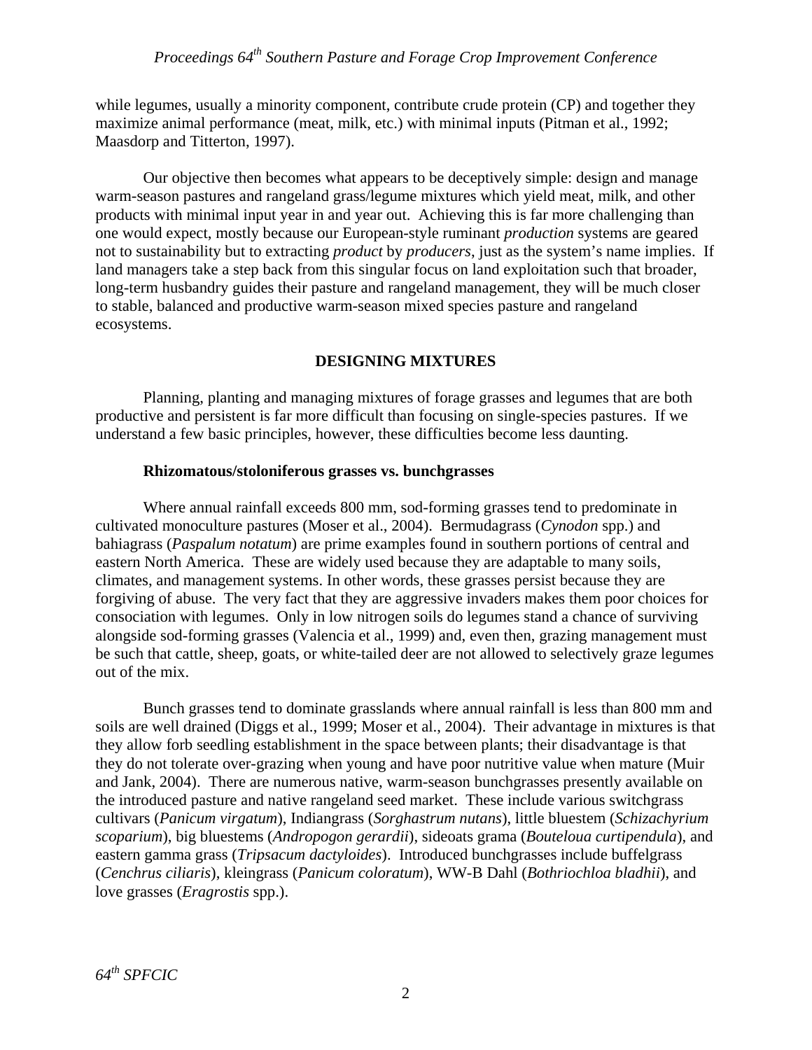while legumes, usually a minority component, contribute crude protein (CP) and together they maximize animal performance (meat, milk, etc.) with minimal inputs (Pitman et al., 1992; Maasdorp and Titterton, 1997).

Our objective then becomes what appears to be deceptively simple: design and manage warm-season pastures and rangeland grass/legume mixtures which yield meat, milk, and other products with minimal input year in and year out. Achieving this is far more challenging than one would expect, mostly because our European-style ruminant *production* systems are geared not to sustainability but to extracting *product* by *producers*, just as the system's name implies. If land managers take a step back from this singular focus on land exploitation such that broader, long-term husbandry guides their pasture and rangeland management, they will be much closer to stable, balanced and productive warm-season mixed species pasture and rangeland ecosystems.

## DESIGNING MIXTURES

Planning, planting and managing mixtures of forage grasses and legumes that are both productive and persistent is far more difficult than focusing on single-species pastures. If we understand a few basic principles, however, these difficulties become less daunting.

### Rhizomatous/stoloniferous grasses vs. bunchgrasses

Where annual rainfall exceeds 800 mm, sod-forming grasses tend to predominate in cultivated monoculture pastures (Moser et al., 2004). Bermudagrass (*Cynodon* spp.) and bahiagrass (*Paspalum notatum*) are prime examples found in southern portions of central and eastern North America. These are widely used because they are adaptable to many soils, climates, and management systems. In other words, these grasses persist because they are forgiving of abuse. The very fact that they are aggressive invaders makes them poor choices for consociation with legumes. Only in low nitrogen soils do legumes stand a chance of surviving alongside sod-forming grasses (Valencia et al., 1999) and, even then, grazing management must be such that cattle, sheep, goats, or white-tailed deer are not allowed to selectively graze legumes out of the mix.

Bunch grasses tend to dominate grasslands where annual rainfall is less than 800 mm and soils are well drained (Diggs et al., 1999; Moser et al., 2004). Their advantage in mixtures is that they allow forb seedling establishment in the space between plants; their disadvantage is that they do not tolerate over-grazing when young and have poor nutritive value when mature (Muir and Jank, 2004). There are numerous native, warm-season bunchgrasses presently available on the introduced pasture and native rangeland seed market. These include various switchgrass cultivars (*Panicum virgatum*), Indiangrass (*Sorghastrum nutans*), little bluestem (*Schizachyrium scoparium*), big bluestems (*Andropogon gerardii*), sideoats grama (*Bouteloua curtipendula*), and eastern gamma grass (*Tripsacum dactyloides*). Introduced bunchgrasses include buffelgrass (*Cenchrus ciliaris*), kleingrass (*Panicum coloratum*), WW-B Dahl (*Bothriochloa bladhii*), and love grasses (*Eragrostis* spp.).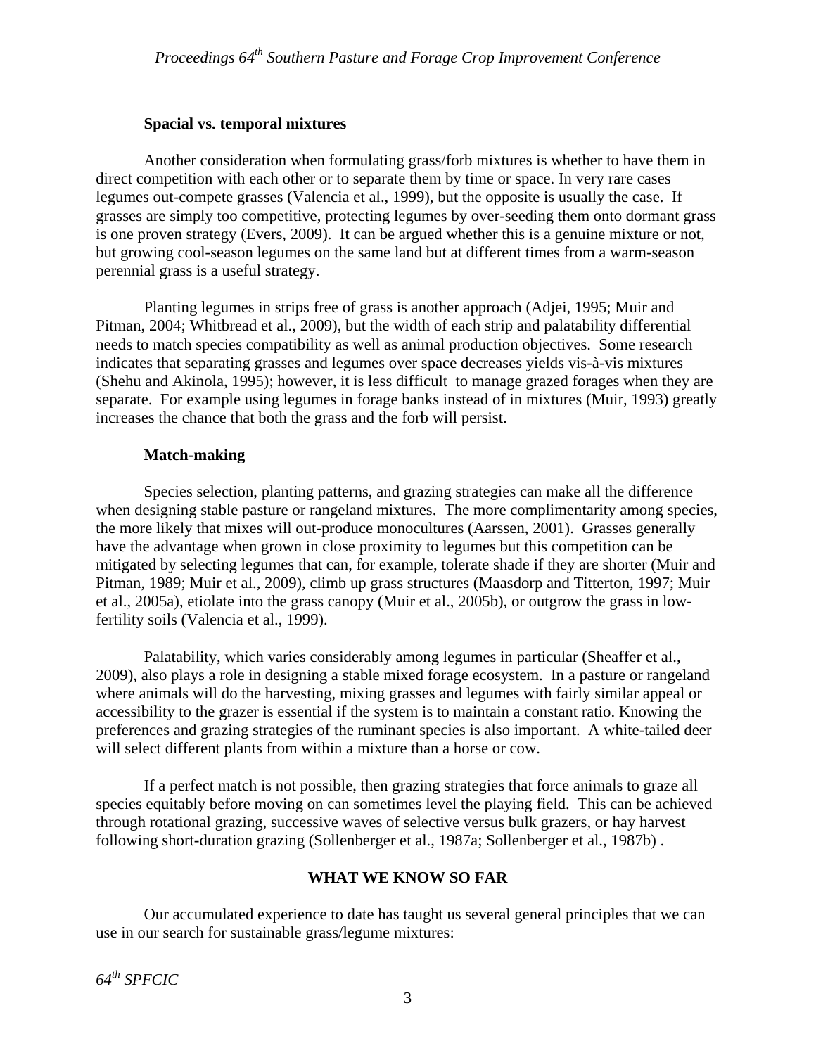### Spacial vs. temporal mixtures

Another consideration when formulating grass/forb mixtures is whether to have them in direct competition with each other or to separate them by time or space. In very rare cases legumes out-compete grasses (Valencia et al., 1999), but the opposite is usually the case. If grasses are simply too competitive, protecting legumes by over-seeding them onto dormant grass is one proven strategy (Evers, 2009). It can be argued whether this is a genuine mixture or not, but growing cool-season legumes on the same land but at different times from a warm-season perennial grass is a useful strategy.

Planting legumes in strips free of grass is another approach (Adjei, 1995; Muir and Pitman, 2004; Whitbread et al., 2009), but the width of each strip and palatability differential needs to match species compatibility as well as animal production objectives. Some research indicates that separating grasses and legumes over space decreases yields vis-à-vis mixtures (Shehu and Akinola, 1995); however, it is less difficult to manage grazed forages when they are separate. For example using legumes in forage banks instead of in mixtures (Muir, 1993) greatly increases the chance that both the grass and the forb will persist.

### Match-making

Species selection, planting patterns, and grazing strategies can make all the difference when designing stable pasture or rangeland mixtures. The more complimentarity among species, the more likely that mixes will out-produce monocultures (Aarssen, 2001). Grasses generally have the advantage when grown in close proximity to legumes but this competition can be mitigated by selecting legumes that can, for example, tolerate shade if they are shorter (Muir and Pitman, 1989; Muir et al., 2009), climb up grass structures (Maasdorp and Titterton, 1997; Muir et al., 2005a), etiolate into the grass canopy (Muir et al., 2005b), or outgrow the grass in low-fertility soils (Valencia et al., 1999).

Palatability, which varies considerably among legumes in particular (Sheaffer et al., 2009), also plays a role in designing a stable mixed forage ecosystem. In a pasture or rangeland where animals will do the harvesting, mixing grasses and legumes with fairly similar appeal or accessibility to the grazer is essential if the system is to maintain a constant ratio. Knowing the preferences and grazing strategies of the ruminant species is also important. A white-tailed deer will select different plants from within a mixture than a horse or cow.

If a perfect match is not possible, then grazing strategies that force animals to graze all species equitably before moving on can sometimes level the playing field. This can be achieved through rotational grazing, successive waves of selective versus bulk grazers, or hay harvest following short-duration grazing (Sollenberger et al., 1987a; Sollenberger et al., 1987b) .

## WHAT WE KNOW SO FAR

Our accumulated experience to date has taught us several general principles that we can use in our search for sustainable grass/legume mixtures: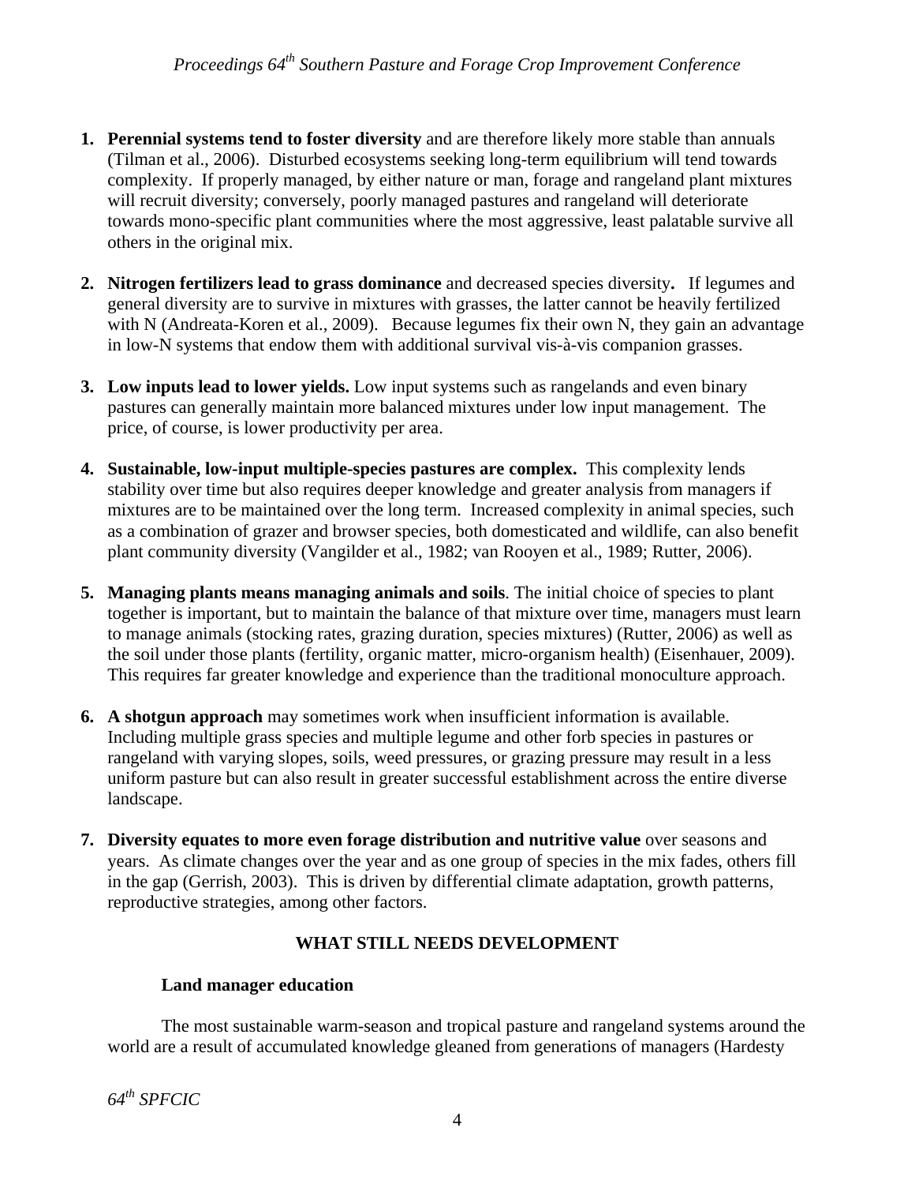1. **Perennial systems tend to foster diversity** and are therefore likely more stable than annuals (Tilman et al., 2006). Disturbed ecosystems seeking long-term equilibrium will tend towards complexity. If properly managed, by either nature or man, forage and rangeland plant mixtures will recruit diversity; conversely, poorly managed pastures and rangeland will deteriorate towards mono-specific plant communities where the most aggressive, least palatable survive all others in the original mix.

2. **Nitrogen fertilizers lead to grass dominance** and decreased species diversity**.** If legumes and general diversity are to survive in mixtures with grasses, the latter cannot be heavily fertilized with N (Andreata-Koren et al., 2009). Because legumes fix their own N, they gain an advantage in low-N systems that endow them with additional survival vis-à-vis companion grasses.

3. **Low inputs lead to lower yields.** Low input systems such as rangelands and even binary pastures can generally maintain more balanced mixtures under low input management. The price, of course, is lower productivity per area.

4. **Sustainable, low-input multiple-species pastures are complex.** This complexity lends stability over time but also requires deeper knowledge and greater analysis from managers if mixtures are to be maintained over the long term. Increased complexity in animal species, such as a combination of grazer and browser species, both domesticated and wildlife, can also benefit plant community diversity (Vangilder et al., 1982; van Rooyen et al., 1989; Rutter, 2006).

5. **Managing plants means managing animals and soils**. The initial choice of species to plant together is important, but to maintain the balance of that mixture over time, managers must learn to manage animals (stocking rates, grazing duration, species mixtures) (Rutter, 2006) as well as the soil under those plants (fertility, organic matter, micro-organism health) (Eisenhauer, 2009). This requires far greater knowledge and experience than the traditional monoculture approach.

6. **A shotgun approach** may sometimes work when insufficient information is available. Including multiple grass species and multiple legume and other forb species in pastures or rangeland with varying slopes, soils, weed pressures, or grazing pressure may result in a less uniform pasture but can also result in greater successful establishment across the entire diverse landscape.

7. **Diversity equates to more even forage distribution and nutritive value** over seasons and years. As climate changes over the year and as one group of species in the mix fades, others fill in the gap (Gerrish, 2003). This is driven by differential climate adaptation, growth patterns, reproductive strategies, among other factors.

## WHAT STILL NEEDS DEVELOPMENT

### Land manager education

The most sustainable warm-season and tropical pasture and rangeland systems around the world are a result of accumulated knowledge gleaned from generations of managers (Hardesty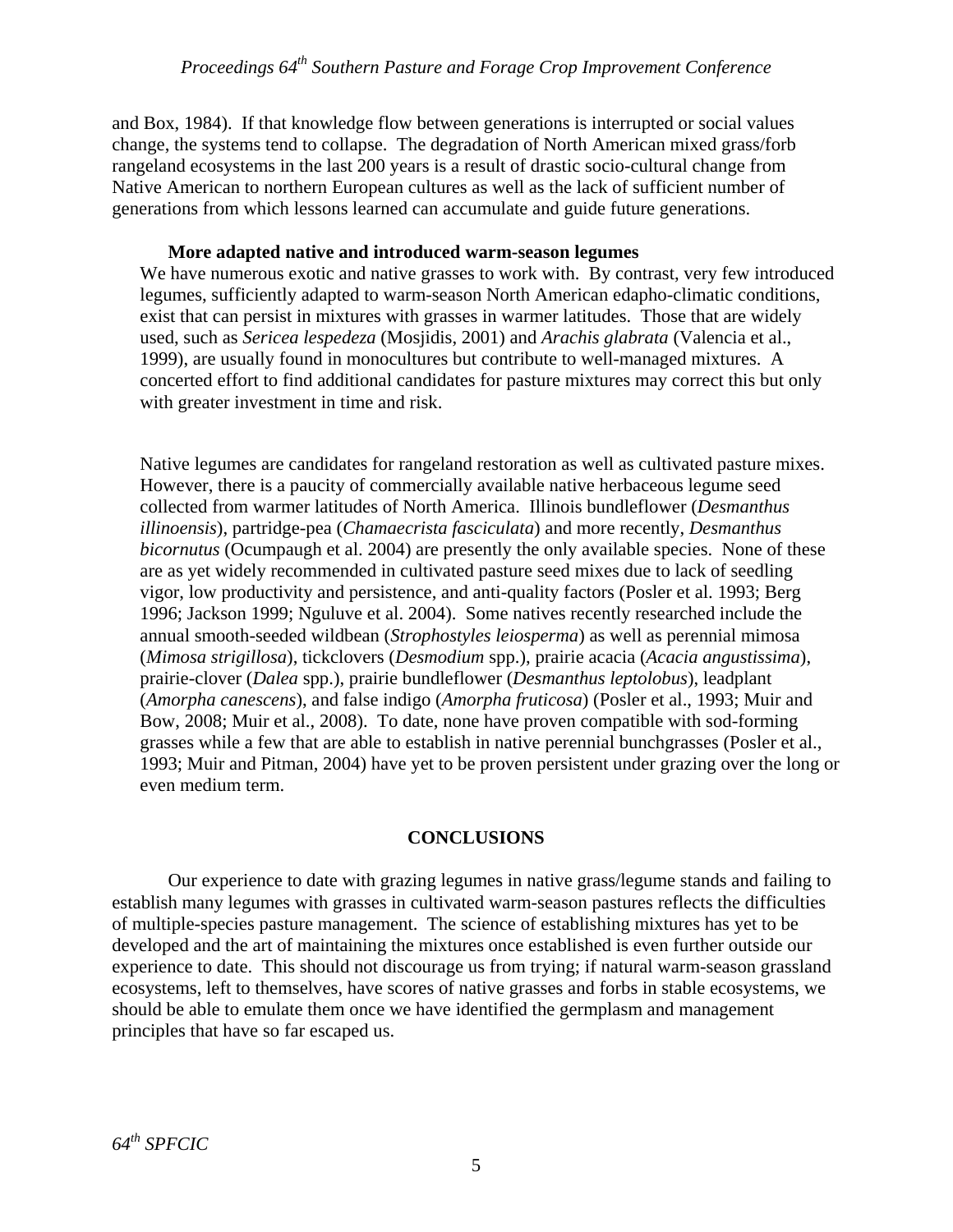and Box, 1984). If that knowledge flow between generations is interrupted or social values change, the systems tend to collapse. The degradation of North American mixed grass/forb rangeland ecosystems in the last 200 years is a result of drastic socio-cultural change from Native American to northern European cultures as well as the lack of sufficient number of generations from which lessons learned can accumulate and guide future generations.

**More adapted native and introduced warm-season legumes**

We have numerous exotic and native grasses to work with. By contrast, very few introduced legumes, sufficiently adapted to warm-season North American edapho-climatic conditions, exist that can persist in mixtures with grasses in warmer latitudes. Those that are widely used, such as *Sericea lespedeza* (Mosjidis, 2001) and *Arachis glabrata* (Valencia et al., 1999), are usually found in monocultures but contribute to well-managed mixtures. A concerted effort to find additional candidates for pasture mixtures may correct this but only with greater investment in time and risk.

Native legumes are candidates for rangeland restoration as well as cultivated pasture mixes. However, there is a paucity of commercially available native herbaceous legume seed collected from warmer latitudes of North America. Illinois bundleflower (*Desmanthus illinoensis*), partridge-pea (*Chamaecrista fasciculata*) and more recently, *Desmanthus bicornutus* (Ocumpaugh et al. 2004) are presently the only available species. None of these are as yet widely recommended in cultivated pasture seed mixes due to lack of seedling vigor, low productivity and persistence, and anti-quality factors (Posler et al. 1993; Berg 1996; Jackson 1999; Nguluve et al. 2004). Some natives recently researched include the annual smooth-seeded wildbean (*Strophostyles leiosperma*) as well as perennial mimosa (*Mimosa strigillosa*), tickclovers (*Desmodium* spp.), prairie acacia (*Acacia angustissima*), prairie-clover (*Dalea* spp.), prairie bundleflower (*Desmanthus leptolobus*), leadplant (*Amorpha canescens*), and false indigo (*Amorpha fruticosa*) (Posler et al., 1993; Muir and Bow, 2008; Muir et al., 2008). To date, none have proven compatible with sod-forming grasses while a few that are able to establish in native perennial bunchgrasses (Posler et al., 1993; Muir and Pitman, 2004) have yet to be proven persistent under grazing over the long or even medium term.

## CONCLUSIONS

Our experience to date with grazing legumes in native grass/legume stands and failing to establish many legumes with grasses in cultivated warm-season pastures reflects the difficulties of multiple-species pasture management. The science of establishing mixtures has yet to be developed and the art of maintaining the mixtures once established is even further outside our experience to date. This should not discourage us from trying; if natural warm-season grassland ecosystems, left to themselves, have scores of native grasses and forbs in stable ecosystems, we should be able to emulate them once we have identified the germplasm and management principles that have so far escaped us.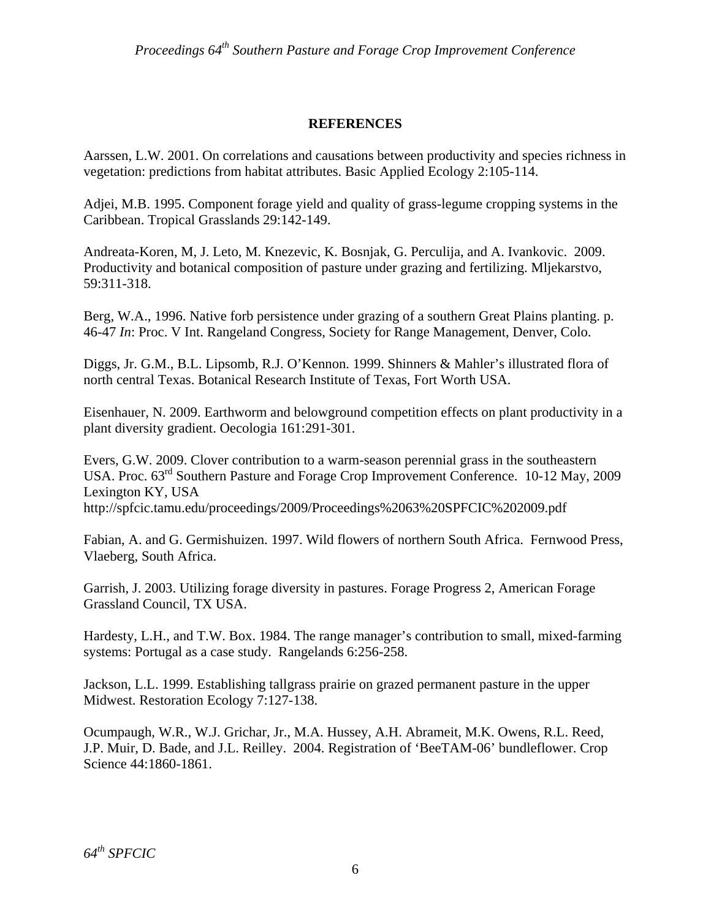## REFERENCES

Aarssen, L.W. 2001. On correlations and causations between productivity and species richness in vegetation: predictions from habitat attributes. Basic Applied Ecology 2:105-114.

Adjei, M.B. 1995. Component forage yield and quality of grass-legume cropping systems in the Caribbean. Tropical Grasslands 29:142-149.

Andreata-Koren, M, J. Leto, M. Knezevic, K. Bosnjak, G. Perculija, and A. Ivankovic. 2009. Productivity and botanical composition of pasture under grazing and fertilizing. Mljekarstvo, 59:311-318.

Berg, W.A., 1996. Native forb persistence under grazing of a southern Great Plains planting. p. 46-47 *In*: Proc. V Int. Rangeland Congress, Society for Range Management, Denver, Colo.

Diggs, Jr. G.M., B.L. Lipsomb, R.J. O'Kennon. 1999. Shinners & Mahler's illustrated flora of north central Texas. Botanical Research Institute of Texas, Fort Worth USA.

Eisenhauer, N. 2009. Earthworm and belowground competition effects on plant productivity in a plant diversity gradient. Oecologia 161:291-301.

Evers, G.W. 2009. Clover contribution to a warm-season perennial grass in the southeastern USA. Proc. 63rd Southern Pasture and Forage Crop Improvement Conference. 10-12 May, 2009 Lexington KY, USA
http://spfcic.tamu.edu/proceedings/2009/Proceedings%2063%20SPFCIC%202009.pdf

Fabian, A. and G. Germishuizen. 1997. Wild flowers of northern South Africa. Fernwood Press, Vlaeberg, South Africa.

Garrish, J. 2003. Utilizing forage diversity in pastures. Forage Progress 2, American Forage Grassland Council, TX USA.

Hardesty, L.H., and T.W. Box. 1984. The range manager's contribution to small, mixed-farming systems: Portugal as a case study. Rangelands 6:256-258.

Jackson, L.L. 1999. Establishing tallgrass prairie on grazed permanent pasture in the upper Midwest. Restoration Ecology 7:127-138.

Ocumpaugh, W.R., W.J. Grichar, Jr., M.A. Hussey, A.H. Abrameit, M.K. Owens, R.L. Reed, J.P. Muir, D. Bade, and J.L. Reilley. 2004. Registration of 'BeeTAM-06' bundleflower. Crop Science 44:1860-1861.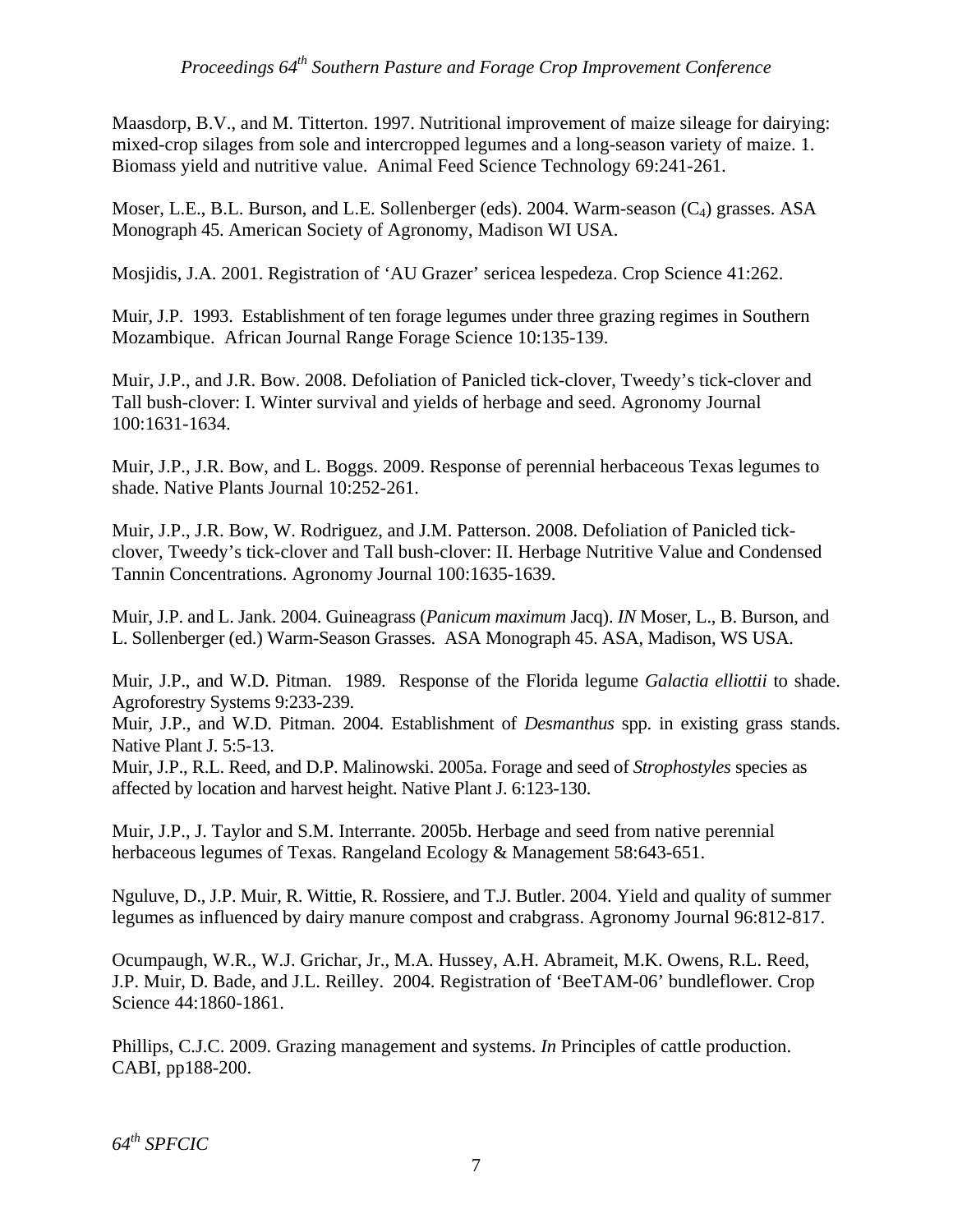Maasdorp, B.V., and M. Titterton. 1997. Nutritional improvement of maize silage for dairying: mixed-crop silages from sole and intercropped legumes and a long-season variety of maize. 1. Biomass yield and nutritive value. Animal Feed Science Technology 69:241-261.

Moser, L.E., B.L. Burson, and L.E. Sollenberger (eds). 2004. Warm-season ($C_4$) grasses. ASA Monograph 45. American Society of Agronomy, Madison WI USA.

Mosjidis, J.A. 2001. Registration of 'AU Grazer' sericea lespedeza. Crop Science 41:262.

Muir, J.P. 1993. Establishment of ten forage legumes under three grazing regimes in Southern Mozambique. African Journal Range Forage Science 10:135-139.

Muir, J.P., and J.R. Bow. 2008. Defoliation of Panicled tick-clover, Tweedy's tick-clover and Tall bush-clover: I. Winter survival and yields of herbage and seed. Agronomy Journal 100:1631-1634.

Muir, J.P., J.R. Bow, and L. Boggs. 2009. Response of perennial herbaceous Texas legumes to shade. Native Plants Journal 10:252-261.

Muir, J.P., J.R. Bow, W. Rodriguez, and J.M. Patterson. 2008. Defoliation of Panicled tick-clover, Tweedy's tick-clover and Tall bush-clover: II. Herbage Nutritive Value and Condensed Tannin Concentrations. Agronomy Journal 100:1635-1639.

Muir, J.P. and L. Jank. 2004. Guineagrass (*Panicum maximum* Jacq). *IN* Moser, L., B. Burson, and L. Sollenberger (ed.) Warm-Season Grasses. ASA Monograph 45. ASA, Madison, WS USA.

Muir, J.P., and W.D. Pitman. 1989. Response of the Florida legume *Galactia elliottii* to shade. Agroforestry Systems 9:233-239.

Muir, J.P., and W.D. Pitman. 2004. Establishment of *Desmanthus* spp. in existing grass stands. Native Plant J. 5:5-13.

Muir, J.P., R.L. Reed, and D.P. Malinowski. 2005a. Forage and seed of *Strophostyles* species as affected by location and harvest height. Native Plant J. 6:123-130.

Muir, J.P., J. Taylor and S.M. Interrante. 2005b. Herbage and seed from native perennial herbaceous legumes of Texas. Rangeland Ecology & Management 58:643-651.

Nguluve, D., J.P. Muir, R. Wittie, R. Rossiere, and T.J. Butler. 2004. Yield and quality of summer legumes as influenced by dairy manure compost and crabgrass. Agronomy Journal 96:812-817.

Ocumpaugh, W.R., W.J. Grichar, Jr., M.A. Hussey, A.H. Abrameit, M.K. Owens, R.L. Reed, J.P. Muir, D. Bade, and J.L. Reilley. 2004. Registration of 'BeeTAM-06' bundleflower. Crop Science 44:1860-1861.

Phillips, C.J.C. 2009. Grazing management and systems. *In* Principles of cattle production. CABI, pp188-200.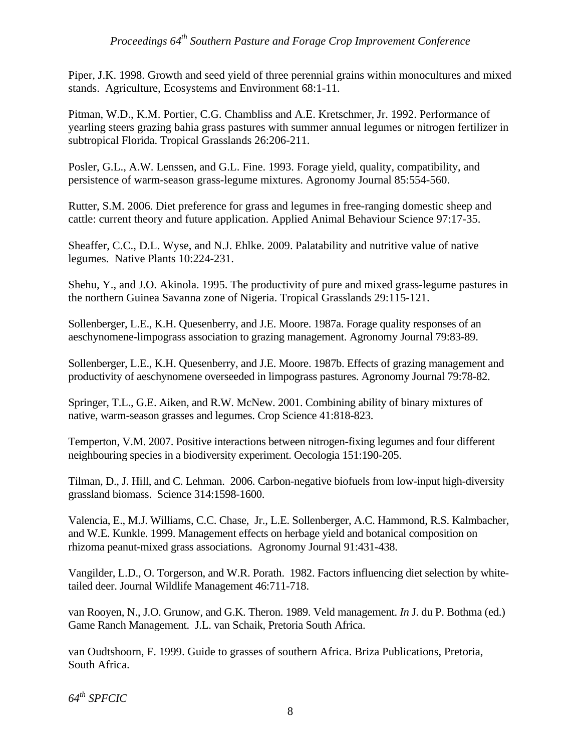Piper, J.K. 1998. Growth and seed yield of three perennial grains within monocultures and mixed stands. Agriculture, Ecosystems and Environment 68:1-11.

Pitman, W.D., K.M. Portier, C.G. Chambliss and A.E. Kretschmer, Jr. 1992. Performance of yearling steers grazing bahia grass pastures with summer annual legumes or nitrogen fertilizer in subtropical Florida. Tropical Grasslands 26:206-211.

Posler, G.L., A.W. Lenssen, and G.L. Fine. 1993. Forage yield, quality, compatibility, and persistence of warm-season grass-legume mixtures. Agronomy Journal 85:554-560.

Rutter, S.M. 2006. Diet preference for grass and legumes in free-ranging domestic sheep and cattle: current theory and future application. Applied Animal Behaviour Science 97:17-35.

Sheaffer, C.C., D.L. Wyse, and N.J. Ehlke. 2009. Palatability and nutritive value of native legumes. Native Plants 10:224-231.

Shehu, Y., and J.O. Akinola. 1995. The productivity of pure and mixed grass-legume pastures in the northern Guinea Savanna zone of Nigeria. Tropical Grasslands 29:115-121.

Sollenberger, L.E., K.H. Quesenberry, and J.E. Moore. 1987a. Forage quality responses of an aeschynomene-limpograss association to grazing management. Agronomy Journal 79:83-89.

Sollenberger, L.E., K.H. Quesenberry, and J.E. Moore. 1987b. Effects of grazing management and productivity of aeschynomene overseeded in limpograss pastures. Agronomy Journal 79:78-82.

Springer, T.L., G.E. Aiken, and R.W. McNew. 2001. Combining ability of binary mixtures of native, warm-season grasses and legumes. Crop Science 41:818-823.

Temperton, V.M. 2007. Positive interactions between nitrogen-fixing legumes and four different neighbouring species in a biodiversity experiment. Oecologia 151:190-205.

Tilman, D., J. Hill, and C. Lehman. 2006. Carbon-negative biofuels from low-input high-diversity grassland biomass. Science 314:1598-1600.

Valencia, E., M.J. Williams, C.C. Chase, Jr., L.E. Sollenberger, A.C. Hammond, R.S. Kalmbacher, and W.E. Kunkle. 1999. Management effects on herbage yield and botanical composition on rhizoma peanut-mixed grass associations. Agronomy Journal 91:431-438.

Vangilder, L.D., O. Torgerson, and W.R. Porath. 1982. Factors influencing diet selection by white-tailed deer. Journal Wildlife Management 46:711-718.

van Rooyen, N., J.O. Grunow, and G.K. Theron. 1989. Veld management. *In* J. du P. Bothma (ed.) Game Ranch Management. J.L. van Schaik, Pretoria South Africa.

van Oudtshoorn, F. 1999. Guide to grasses of southern Africa. Briza Publications, Pretoria, South Africa.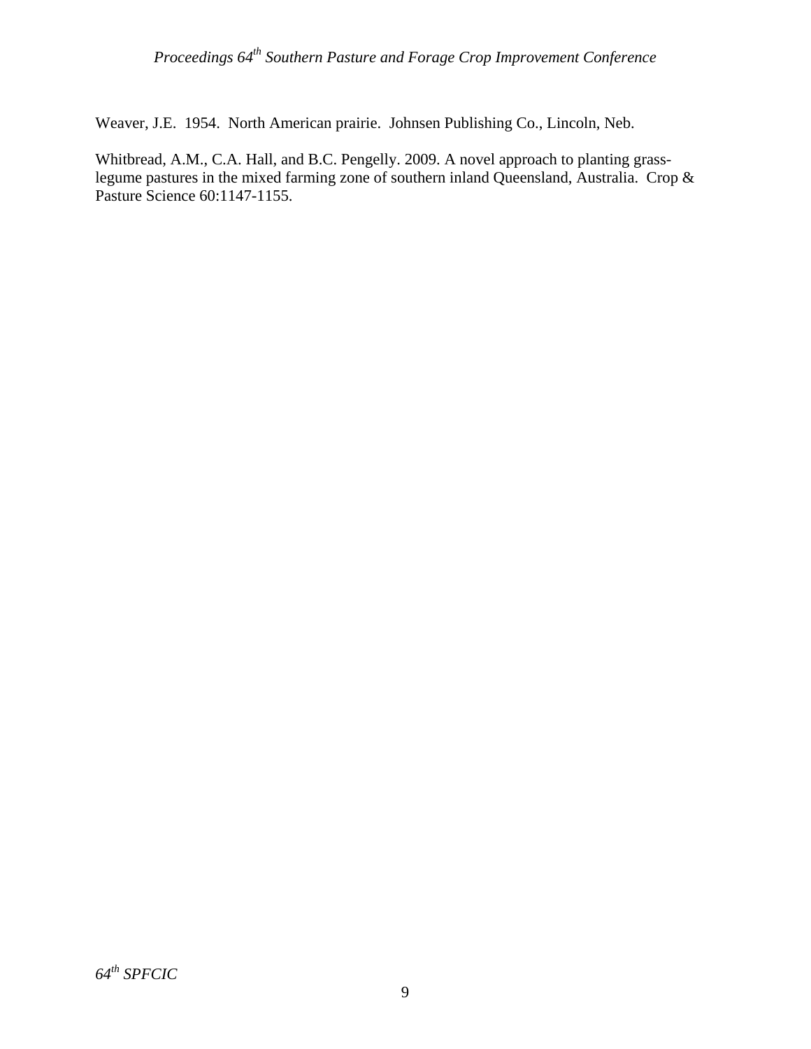Weaver, J.E. 1954. North American prairie. Johnsen Publishing Co., Lincoln, Neb.

Whitbread, A.M., C.A. Hall, and B.C. Pengelly. 2009. A novel approach to planting grass-legume pastures in the mixed farming zone of southern inland Queensland, Australia. Crop & Pasture Science 60:1147-1155.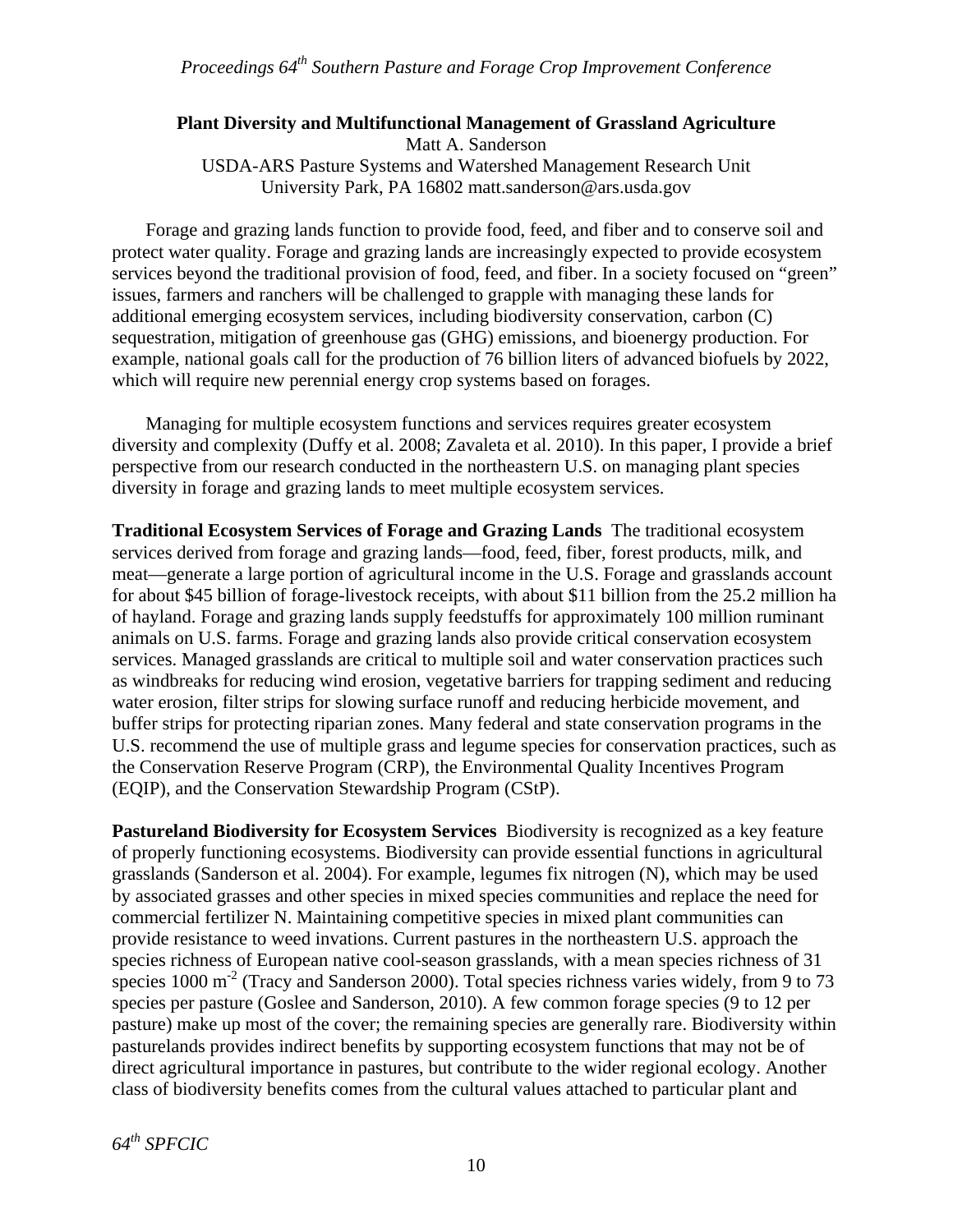## Plant Diversity and Multifunctional Management of Grassland Agriculture

Matt A. Sanderson
USDA-ARS Pasture Systems and Watershed Management Research Unit
University Park, PA 16802 matt.sanderson@ars.usda.gov

Forage and grazing lands function to provide food, feed, and fiber and to conserve soil and protect water quality. Forage and grazing lands are increasingly expected to provide ecosystem services beyond the traditional provision of food, feed, and fiber. In a society focused on "green" issues, farmers and ranchers will be challenged to grapple with managing these lands for additional emerging ecosystem services, including biodiversity conservation, carbon (C) sequestration, mitigation of greenhouse gas (GHG) emissions, and bioenergy production. For example, national goals call for the production of 76 billion liters of advanced biofuels by 2022, which will require new perennial energy crop systems based on forages.

Managing for multiple ecosystem functions and services requires greater ecosystem diversity and complexity (Duffy et al. 2008; Zavaleta et al. 2010). In this paper, I provide a brief perspective from our research conducted in the northeastern U.S. on managing plant species diversity in forage and grazing lands to meet multiple ecosystem services.

**Traditional Ecosystem Services of Forage and Grazing Lands** The traditional ecosystem services derived from forage and grazing lands—food, feed, fiber, forest products, milk, and meat—generate a large portion of agricultural income in the U.S. Forage and grasslands account for about \$45 billion of forage-livestock receipts, with about \$11 billion from the 25.2 million ha of hayland. Forage and grazing lands supply feedstuffs for approximately 100 million ruminant animals on U.S. farms. Forage and grazing lands also provide critical conservation ecosystem services. Managed grasslands are critical to multiple soil and water conservation practices such as windbreaks for reducing wind erosion, vegetative barriers for trapping sediment and reducing water erosion, filter strips for slowing surface runoff and reducing herbicide movement, and buffer strips for protecting riparian zones. Many federal and state conservation programs in the U.S. recommend the use of multiple grass and legume species for conservation practices, such as the Conservation Reserve Program (CRP), the Environmental Quality Incentives Program (EQIP), and the Conservation Stewardship Program (CStP).

**Pastureland Biodiversity for Ecosystem Services** Biodiversity is recognized as a key feature of properly functioning ecosystems. Biodiversity can provide essential functions in agricultural grasslands (Sanderson et al. 2004). For example, legumes fix nitrogen (N), which may be used by associated grasses and other species in mixed species communities and replace the need for commercial fertilizer N. Maintaining competitive species in mixed plant communities can provide resistance to weed invations. Current pastures in the northeastern U.S. approach the species richness of European native cool-season grasslands, with a mean species richness of 31 species 1000 $m^{-2}$ (Tracy and Sanderson 2000). Total species richness varies widely, from 9 to 73 species per pasture (Goslee and Sanderson, 2010). A few common forage species (9 to 12 per pasture) make up most of the cover; the remaining species are generally rare. Biodiversity within pasturelands provides indirect benefits by supporting ecosystem functions that may not be of direct agricultural importance in pastures, but contribute to the wider regional ecology. Another class of biodiversity benefits comes from the cultural values attached to particular plant and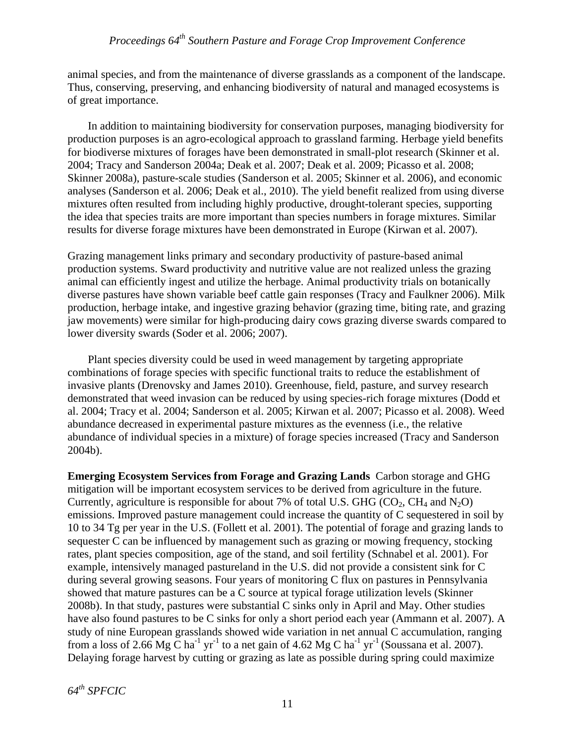animal species, and from the maintenance of diverse grasslands as a component of the landscape. Thus, conserving, preserving, and enhancing biodiversity of natural and managed ecosystems is of great importance.

In addition to maintaining biodiversity for conservation purposes, managing biodiversity for production purposes is an agro-ecological approach to grassland farming. Herbage yield benefits for biodiverse mixtures of forages have been demonstrated in small-plot research (Skinner et al. 2004; Tracy and Sanderson 2004a; Deak et al. 2007; Deak et al. 2009; Picasso et al. 2008; Skinner 2008a), pasture-scale studies (Sanderson et al. 2005; Skinner et al. 2006), and economic analyses (Sanderson et al. 2006; Deak et al., 2010). The yield benefit realized from using diverse mixtures often resulted from including highly productive, drought-tolerant species, supporting the idea that species traits are more important than species numbers in forage mixtures. Similar results for diverse forage mixtures have been demonstrated in Europe (Kirwan et al. 2007).

Grazing management links primary and secondary productivity of pasture-based animal production systems. Sward productivity and nutritive value are not realized unless the grazing animal can efficiently ingest and utilize the herbage. Animal productivity trials on botanically diverse pastures have shown variable beef cattle gain responses (Tracy and Faulkner 2006). Milk production, herbage intake, and ingestive grazing behavior (grazing time, biting rate, and grazing jaw movements) were similar for high-producing dairy cows grazing diverse swards compared to lower diversity swards (Soder et al. 2006; 2007).

Plant species diversity could be used in weed management by targeting appropriate combinations of forage species with specific functional traits to reduce the establishment of invasive plants (Drenovsky and James 2010). Greenhouse, field, pasture, and survey research demonstrated that weed invasion can be reduced by using species-rich forage mixtures (Dodd et al. 2004; Tracy et al. 2004; Sanderson et al. 2005; Kirwan et al. 2007; Picasso et al. 2008). Weed abundance decreased in experimental pasture mixtures as the evenness (i.e., the relative abundance of individual species in a mixture) of forage species increased (Tracy and Sanderson 2004b).

**Emerging Ecosystem Services from Forage and Grazing Lands** Carbon storage and GHG mitigation will be important ecosystem services to be derived from agriculture in the future. Currently, agriculture is responsible for about 7% of total U.S. GHG ($CO_2$, $CH_4$ and $N_2O$) emissions. Improved pasture management could increase the quantity of C sequestered in soil by 10 to 34 Tg per year in the U.S. (Follett et al. 2001). The potential of forage and grazing lands to sequester C can be influenced by management such as grazing or mowing frequency, stocking rates, plant species composition, age of the stand, and soil fertility (Schnabel et al. 2001). For example, intensively managed pastureland in the U.S. did not provide a consistent sink for C during several growing seasons. Four years of monitoring C flux on pastures in Pennsylvania showed that mature pastures can be a C source at typical forage utilization levels (Skinner 2008b). In that study, pastures were substantial C sinks only in April and May. Other studies have also found pastures to be C sinks for only a short period each year (Ammann et al. 2007). A study of nine European grasslands showed wide variation in net annual C accumulation, ranging from a loss of 2.66 Mg C $ha^{-1}$ $yr^{-1}$ to a net gain of 4.62 Mg C $ha^{-1}$ $yr^{-1}$ (Soussana et al. 2007). Delaying forage harvest by cutting or grazing as late as possible during spring could maximize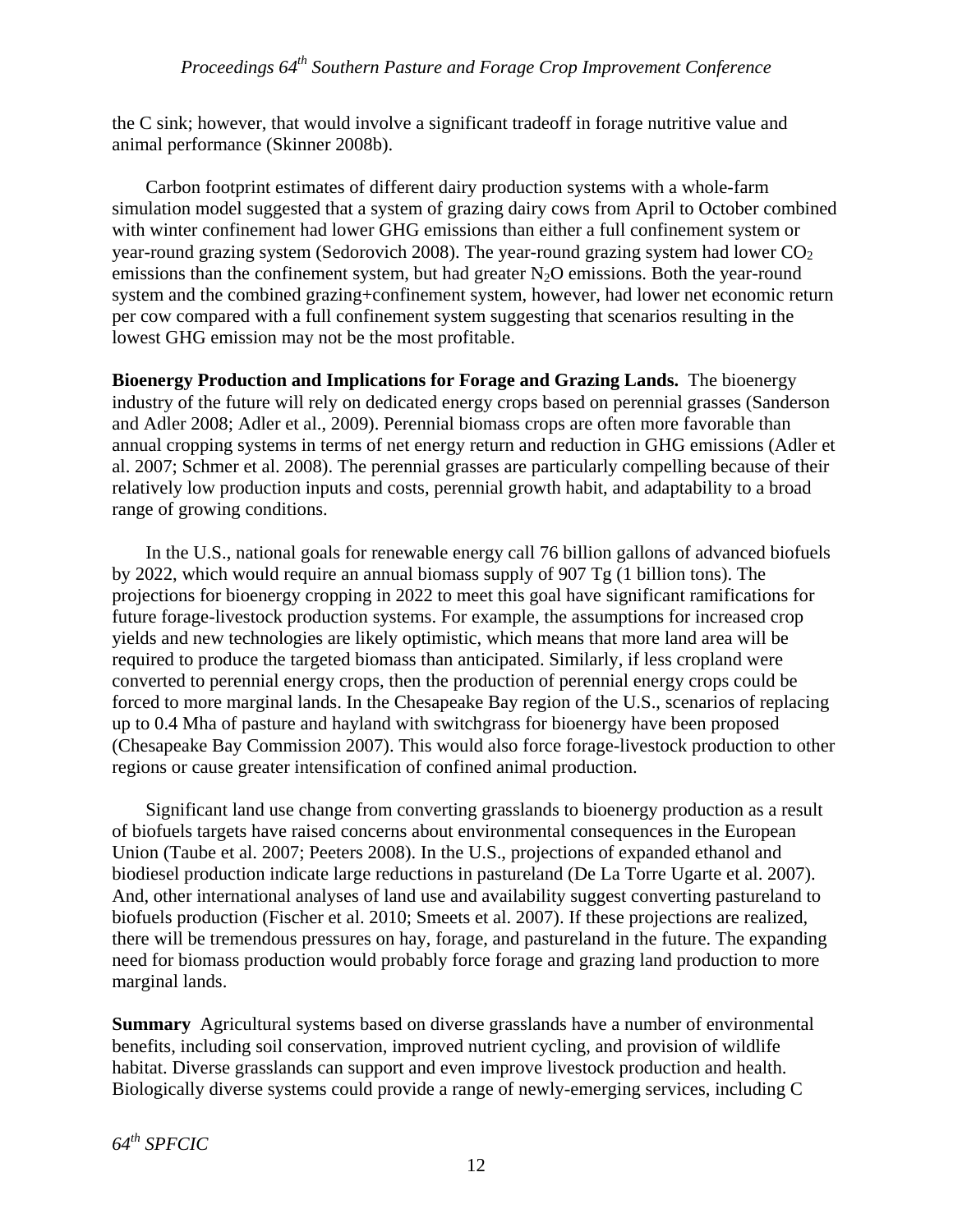the C sink; however, that would involve a significant tradeoff in forage nutritive value and animal performance (Skinner 2008b).

Carbon footprint estimates of different dairy production systems with a whole-farm simulation model suggested that a system of grazing dairy cows from April to October combined with winter confinement had lower GHG emissions than either a full confinement system or year-round grazing system (Sedorovich 2008). The year-round grazing system had lower $CO_2$ emissions than the confinement system, but had greater $N_2O$ emissions. Both the year-round system and the combined grazing+confinement system, however, had lower net economic return per cow compared with a full confinement system suggesting that scenarios resulting in the lowest GHG emission may not be the most profitable.

**Bioenergy Production and Implications for Forage and Grazing Lands.** The bioenergy industry of the future will rely on dedicated energy crops based on perennial grasses (Sanderson and Adler 2008; Adler et al., 2009). Perennial biomass crops are often more favorable than annual cropping systems in terms of net energy return and reduction in GHG emissions (Adler et al. 2007; Schmer et al. 2008). The perennial grasses are particularly compelling because of their relatively low production inputs and costs, perennial growth habit, and adaptability to a broad range of growing conditions.

In the U.S., national goals for renewable energy call 76 billion gallons of advanced biofuels by 2022, which would require an annual biomass supply of 907 Tg (1 billion tons). The projections for bioenergy cropping in 2022 to meet this goal have significant ramifications for future forage-livestock production systems. For example, the assumptions for increased crop yields and new technologies are likely optimistic, which means that more land area will be required to produce the targeted biomass than anticipated. Similarly, if less cropland were converted to perennial energy crops, then the production of perennial energy crops could be forced to more marginal lands. In the Chesapeake Bay region of the U.S., scenarios of replacing up to 0.4 Mha of pasture and hayland with switchgrass for bioenergy have been proposed (Chesapeake Bay Commission 2007). This would also force forage-livestock production to other regions or cause greater intensification of confined animal production.

Significant land use change from converting grasslands to bioenergy production as a result of biofuels targets have raised concerns about environmental consequences in the European Union (Taube et al. 2007; Peeters 2008). In the U.S., projections of expanded ethanol and biodiesel production indicate large reductions in pastureland (De La Torre Ugarte et al. 2007). And, other international analyses of land use and availability suggest converting pastureland to biofuels production (Fischer et al. 2010; Smeets et al. 2007). If these projections are realized, there will be tremendous pressures on hay, forage, and pastureland in the future. The expanding need for biomass production would probably force forage and grazing land production to more marginal lands.

**Summary** Agricultural systems based on diverse grasslands have a number of environmental benefits, including soil conservation, improved nutrient cycling, and provision of wildlife habitat. Diverse grasslands can support and even improve livestock production and health. Biologically diverse systems could provide a range of newly-emerging services, including C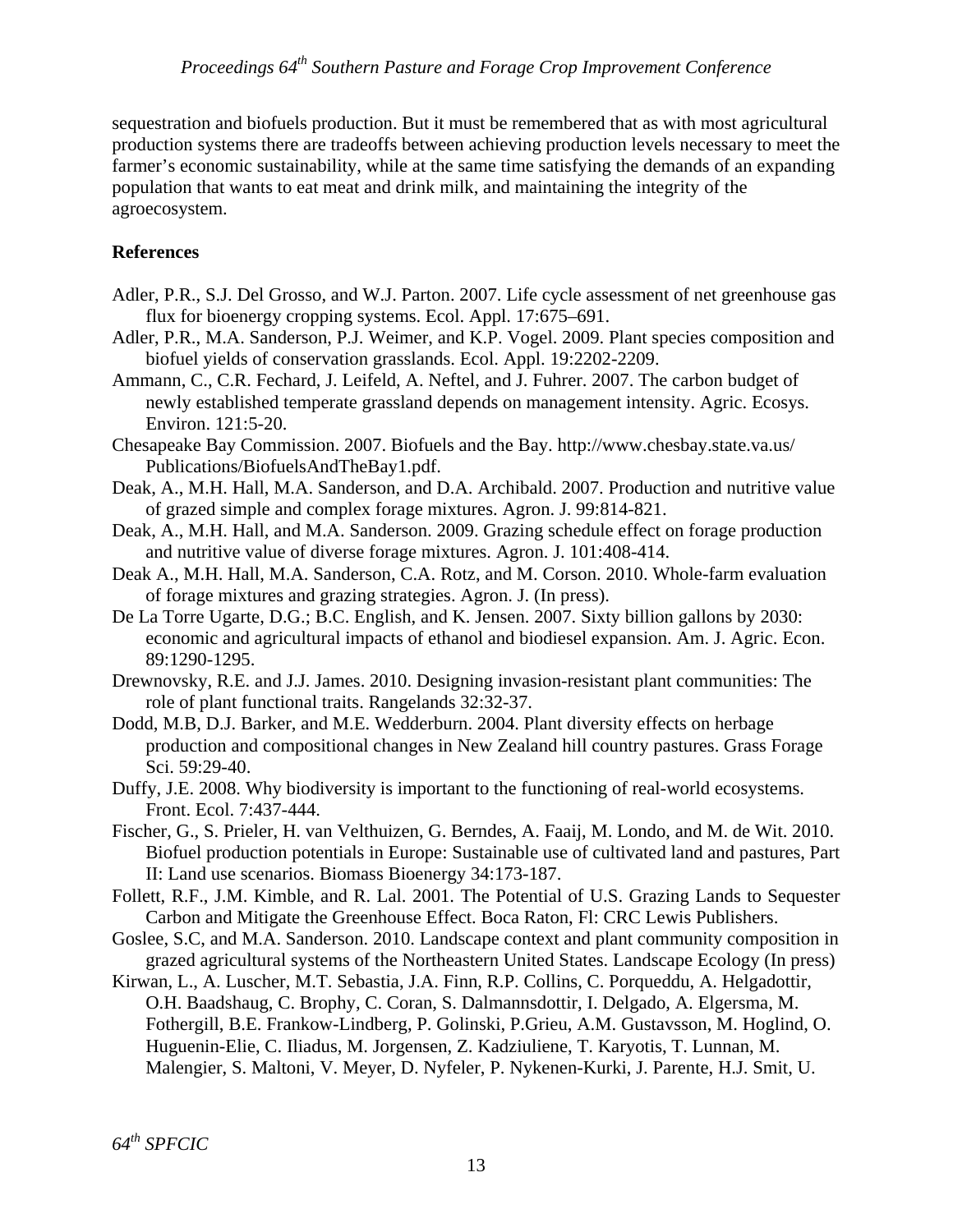sequestration and biofuels production. But it must be remembered that as with most agricultural production systems there are tradeoffs between achieving production levels necessary to meet the farmer's economic sustainability, while at the same time satisfying the demands of an expanding population that wants to eat meat and drink milk, and maintaining the integrity of the agroecosystem.

## References

Adler, P.R., S.J. Del Grosso, and W.J. Parton. 2007. Life cycle assessment of net greenhouse gas flux for bioenergy cropping systems. Ecol. Appl. 17:675–691.

Adler, P.R., M.A. Sanderson, P.J. Weimer, and K.P. Vogel. 2009. Plant species composition and biofuel yields of conservation grasslands. Ecol. Appl. 19:2202-2209.

Ammann, C., C.R. Fechard, J. Leifeld, A. Neftel, and J. Fuhrer. 2007. The carbon budget of newly established temperate grassland depends on management intensity. Agric. Ecosys. Environ. 121:5-20.

Chesapeake Bay Commission. 2007. Biofuels and the Bay. http://www.chesbay.state.va.us/Publications/BiofuelsAndTheBay1.pdf.

Deak, A., M.H. Hall, M.A. Sanderson, and D.A. Archibald. 2007. Production and nutritive value of grazed simple and complex forage mixtures. Agron. J. 99:814-821.

Deak, A., M.H. Hall, and M.A. Sanderson. 2009. Grazing schedule effect on forage production and nutritive value of diverse forage mixtures. Agron. J. 101:408-414.

Deak A., M.H. Hall, M.A. Sanderson, C.A. Rotz, and M. Corson. 2010. Whole-farm evaluation of forage mixtures and grazing strategies. Agron. J. (In press).

De La Torre Ugarte, D.G.; B.C. English, and K. Jensen. 2007. Sixty billion gallons by 2030: economic and agricultural impacts of ethanol and biodiesel expansion. Am. J. Agric. Econ. 89:1290-1295.

Drewnovsky, R.E. and J.J. James. 2010. Designing invasion-resistant plant communities: The role of plant functional traits. Rangelands 32:32-37.

Dodd, M.B, D.J. Barker, and M.E. Wedderburn. 2004. Plant diversity effects on herbage production and compositional changes in New Zealand hill country pastures. Grass Forage Sci. 59:29-40.

Duffy, J.E. 2008. Why biodiversity is important to the functioning of real-world ecosystems. Front. Ecol. 7:437-444.

Fischer, G., S. Prieler, H. van Velthuizen, G. Berndes, A. Faaij, M. Londo, and M. de Wit. 2010. Biofuel production potentials in Europe: Sustainable use of cultivated land and pastures, Part II: Land use scenarios. Biomass Bioenergy 34:173-187.

Follett, R.F., J.M. Kimble, and R. Lal. 2001. The Potential of U.S. Grazing Lands to Sequester Carbon and Mitigate the Greenhouse Effect. Boca Raton, Fl: CRC Lewis Publishers.

Goslee, S.C, and M.A. Sanderson. 2010. Landscape context and plant community composition in grazed agricultural systems of the Northeastern United States. Landscape Ecology (In press)

Kirwan, L., A. Luscher, M.T. Sebastia, J.A. Finn, R.P. Collins, C. Porqueddu, A. Helgadottir, O.H. Baadshaug, C. Brophy, C. Coran, S. Dalmannsdottir, I. Delgado, A. Elgersma, M. Fothergill, B.E. Frankow-Lindberg, P. Golinski, P.Grieu, A.M. Gustavsson, M. Hoglind, O. Huguenin-Elie, C. Iliadus, M. Jorgensen, Z. Kadziuliene, T. Karyotis, T. Lunnan, M. Malengier, S. Maltoni, V. Meyer, D. Nyfeler, P. Nykenen-Kurki, J. Parente, H.J. Smit, U.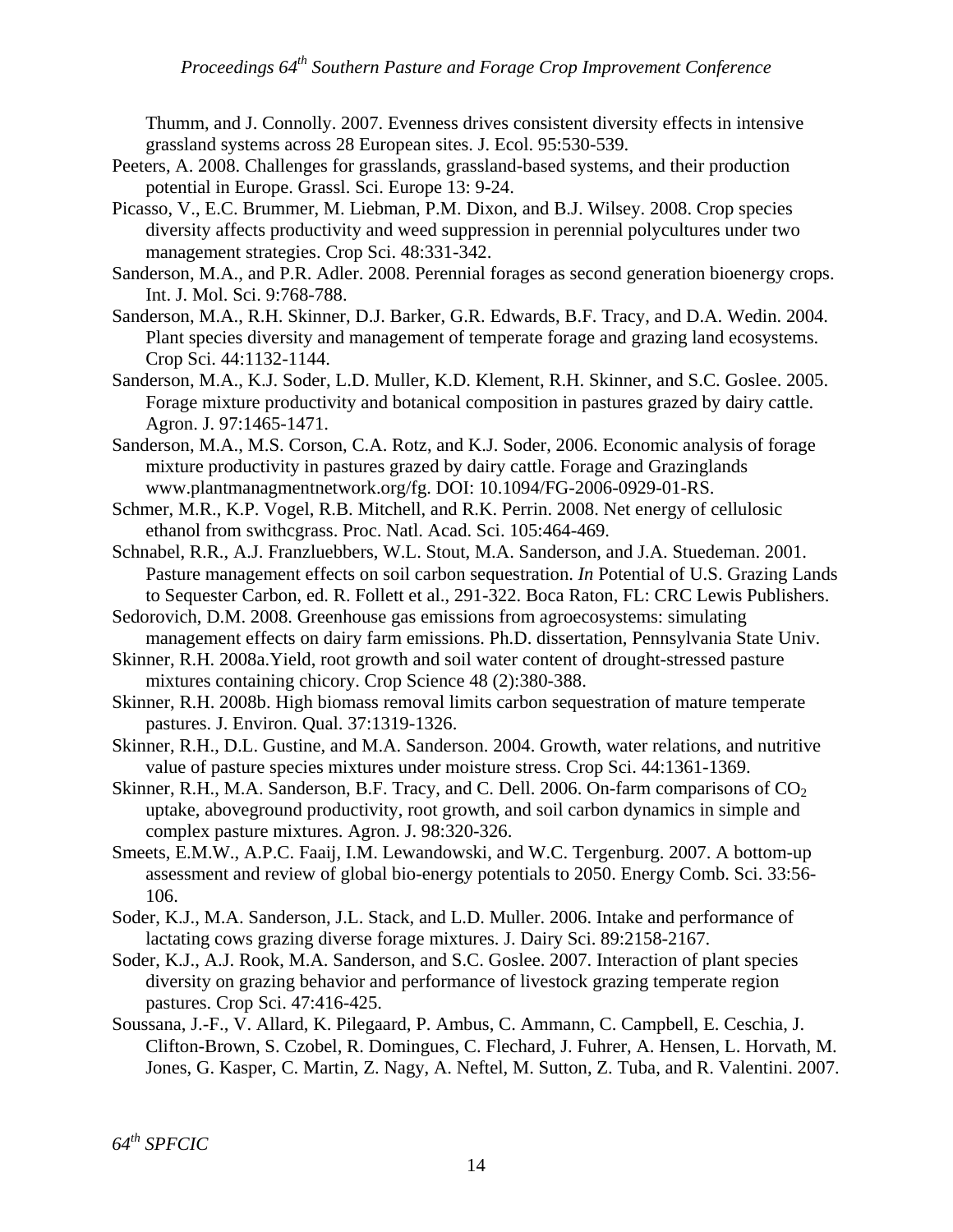Thumm, and J. Connolly. 2007. Evenness drives consistent diversity effects in intensive grassland systems across 28 European sites. J. Ecol. 95:530-539.

Peeters, A. 2008. Challenges for grasslands, grassland-based systems, and their production potential in Europe. Grassl. Sci. Europe 13: 9-24.

Picasso, V., E.C. Brummer, M. Liebman, P.M. Dixon, and B.J. Wilsey. 2008. Crop species diversity affects productivity and weed suppression in perennial polycultures under two management strategies. Crop Sci. 48:331-342.

Sanderson, M.A., and P.R. Adler. 2008. Perennial forages as second generation bioenergy crops. Int. J. Mol. Sci. 9:768-788.

Sanderson, M.A., R.H. Skinner, D.J. Barker, G.R. Edwards, B.F. Tracy, and D.A. Wedin. 2004. Plant species diversity and management of temperate forage and grazing land ecosystems. Crop Sci. 44:1132-1144.

Sanderson, M.A., K.J. Soder, L.D. Muller, K.D. Klement, R.H. Skinner, and S.C. Goslee. 2005. Forage mixture productivity and botanical composition in pastures grazed by dairy cattle. Agron. J. 97:1465-1471.

Sanderson, M.A., M.S. Corson, C.A. Rotz, and K.J. Soder, 2006. Economic analysis of forage mixture productivity in pastures grazed by dairy cattle. Forage and Grazinglands www.plantmanagmentnetwork.org/fg. DOI: 10.1094/FG-2006-0929-01-RS.

Schmer, M.R., K.P. Vogel, R.B. Mitchell, and R.K. Perrin. 2008. Net energy of cellulosic ethanol from swithcgrass. Proc. Natl. Acad. Sci. 105:464-469.

Schnabel, R.R., A.J. Franzluebbers, W.L. Stout, M.A. Sanderson, and J.A. Stuedeman. 2001. Pasture management effects on soil carbon sequestration. *In* Potential of U.S. Grazing Lands to Sequester Carbon, ed. R. Follett et al., 291-322. Boca Raton, FL: CRC Lewis Publishers.

Sedorovich, D.M. 2008. Greenhouse gas emissions from agroecosystems: simulating management effects on dairy farm emissions. Ph.D. dissertation, Pennsylvania State Univ.

Skinner, R.H. 2008a.Yield, root growth and soil water content of drought-stressed pasture mixtures containing chicory. Crop Science 48 (2):380-388.

Skinner, R.H. 2008b. High biomass removal limits carbon sequestration of mature temperate pastures. J. Environ. Qual. 37:1319-1326.

Skinner, R.H., D.L. Gustine, and M.A. Sanderson. 2004. Growth, water relations, and nutritive value of pasture species mixtures under moisture stress. Crop Sci. 44:1361-1369.

Skinner, R.H., M.A. Sanderson, B.F. Tracy, and C. Dell. 2006. On-farm comparisons of $CO_2$ uptake, aboveground productivity, root growth, and soil carbon dynamics in simple and complex pasture mixtures. Agron. J. 98:320-326.

Smeets, E.M.W., A.P.C. Faaij, I.M. Lewandowski, and W.C. Tergenburg. 2007. A bottom-up assessment and review of global bio-energy potentials to 2050. Energy Comb. Sci. 33:56-106.

Soder, K.J., M.A. Sanderson, J.L. Stack, and L.D. Muller. 2006. Intake and performance of lactating cows grazing diverse forage mixtures. J. Dairy Sci. 89:2158-2167.

Soder, K.J., A.J. Rook, M.A. Sanderson, and S.C. Goslee. 2007. Interaction of plant species diversity on grazing behavior and performance of livestock grazing temperate region pastures. Crop Sci. 47:416-425.

Soussana, J.-F., V. Allard, K. Pilegaard, P. Ambus, C. Ammann, C. Campbell, E. Ceschia, J. Clifton-Brown, S. Czobel, R. Domingues, C. Flechard, J. Fuhrer, A. Hensen, L. Horvath, M. Jones, G. Kasper, C. Martin, Z. Nagy, A. Neftel, M. Sutton, Z. Tuba, and R. Valentini. 2007.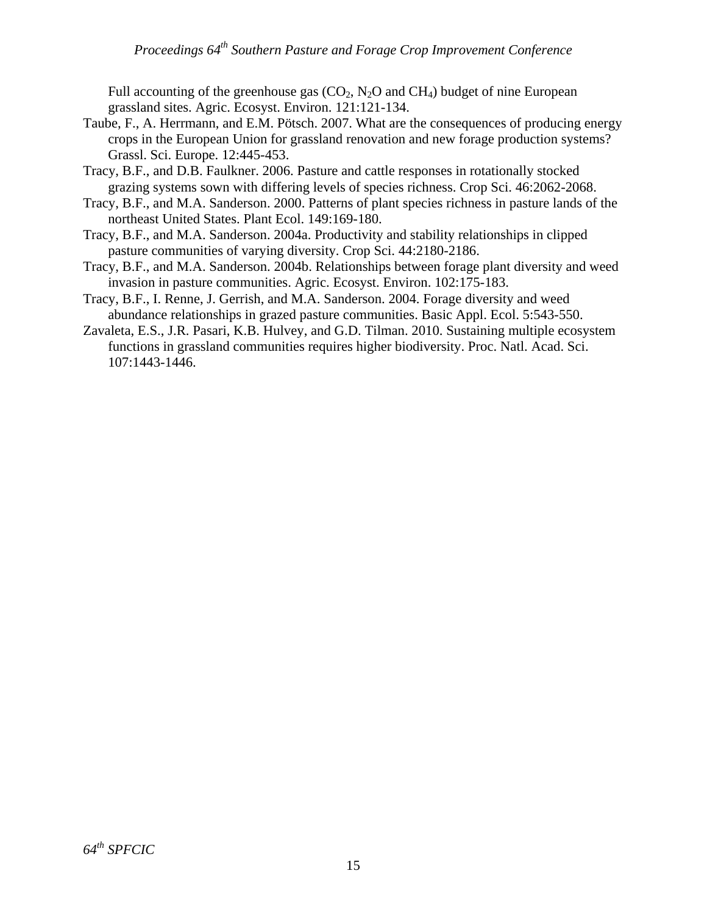Full accounting of the greenhouse gas ($CO_2$, $N_2O$ and $CH_4$) budget of nine European grassland sites. Agric. Ecosyst. Environ. 121:121-134.

Taube, F., A. Herrmann, and E.M. Pötsch. 2007. What are the consequences of producing energy crops in the European Union for grassland renovation and new forage production systems? Grassl. Sci. Europe. 12:445-453.

Tracy, B.F., and D.B. Faulkner. 2006. Pasture and cattle responses in rotationally stocked grazing systems sown with differing levels of species richness. Crop Sci. 46:2062-2068.

Tracy, B.F., and M.A. Sanderson. 2000. Patterns of plant species richness in pasture lands of the northeast United States. Plant Ecol. 149:169-180.

Tracy, B.F., and M.A. Sanderson. 2004a. Productivity and stability relationships in clipped pasture communities of varying diversity. Crop Sci. 44:2180-2186.

Tracy, B.F., and M.A. Sanderson. 2004b. Relationships between forage plant diversity and weed invasion in pasture communities. Agric. Ecosyst. Environ. 102:175-183.

Tracy, B.F., I. Renne, J. Gerrish, and M.A. Sanderson. 2004. Forage diversity and weed abundance relationships in grazed pasture communities. Basic Appl. Ecol. 5:543-550.

Zavaleta, E.S., J.R. Pasari, K.B. Hulvey, and G.D. Tilman. 2010. Sustaining multiple ecosystem functions in grassland communities requires higher biodiversity. Proc. Natl. Acad. Sci. 107:1443-1446.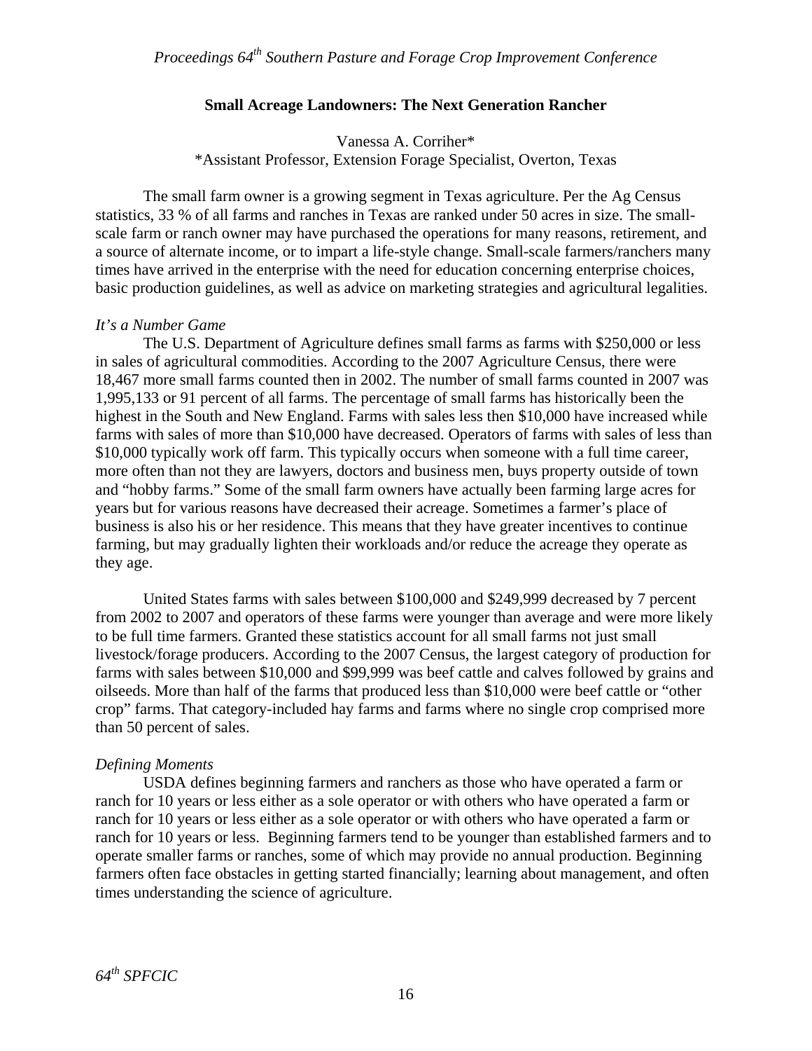## Small Acreage Landowners: The Next Generation Rancher

Vanessa A. Corriher*
*Assistant Professor, Extension Forage Specialist, Overton, Texas

The small farm owner is a growing segment in Texas agriculture. Per the Ag Census statistics, 33 % of all farms and ranches in Texas are ranked under 50 acres in size. The small-scale farm or ranch owner may have purchased the operations for many reasons, retirement, and a source of alternate income, or to impart a life-style change. Small-scale farmers/ranchers many times have arrived in the enterprise with the need for education concerning enterprise choices, basic production guidelines, as well as advice on marketing strategies and agricultural legalities.

*It's a Number Game*

The U.S. Department of Agriculture defines small farms as farms with $250,000 or less in sales of agricultural commodities. According to the 2007 Agriculture Census, there were 18,467 more small farms counted then in 2002. The number of small farms counted in 2007 was 1,995,133 or 91 percent of all farms. The percentage of small farms has historically been the highest in the South and New England. Farms with sales less then $10,000 have increased while farms with sales of more than $10,000 have decreased. Operators of farms with sales of less than $10,000 typically work off farm. This typically occurs when someone with a full time career, more often than not they are lawyers, doctors and business men, buys property outside of town and "hobby farms." Some of the small farm owners have actually been farming large acres for years but for various reasons have decreased their acreage. Sometimes a farmer's place of business is also his or her residence. This means that they have greater incentives to continue farming, but may gradually lighten their workloads and/or reduce the acreage they operate as they age.

United States farms with sales between $100,000 and $249,999 decreased by 7 percent from 2002 to 2007 and operators of these farms were younger than average and were more likely to be full time farmers. Granted these statistics account for all small farms not just small livestock/forage producers. According to the 2007 Census, the largest category of production for farms with sales between $10,000 and $99,999 was beef cattle and calves followed by grains and oilseeds. More than half of the farms that produced less than $10,000 were beef cattle or "other crop" farms. That category-included hay farms and farms where no single crop comprised more than 50 percent of sales.

*Defining Moments*

USDA defines beginning farmers and ranchers as those who have operated a farm or ranch for 10 years or less either as a sole operator or with others who have operated a farm or ranch for 10 years or less either as a sole operator or with others who have operated a farm or ranch for 10 years or less. Beginning farmers tend to be younger than established farmers and to operate smaller farms or ranches, some of which may provide no annual production. Beginning farmers often face obstacles in getting started financially; learning about management, and often times understanding the science of agriculture.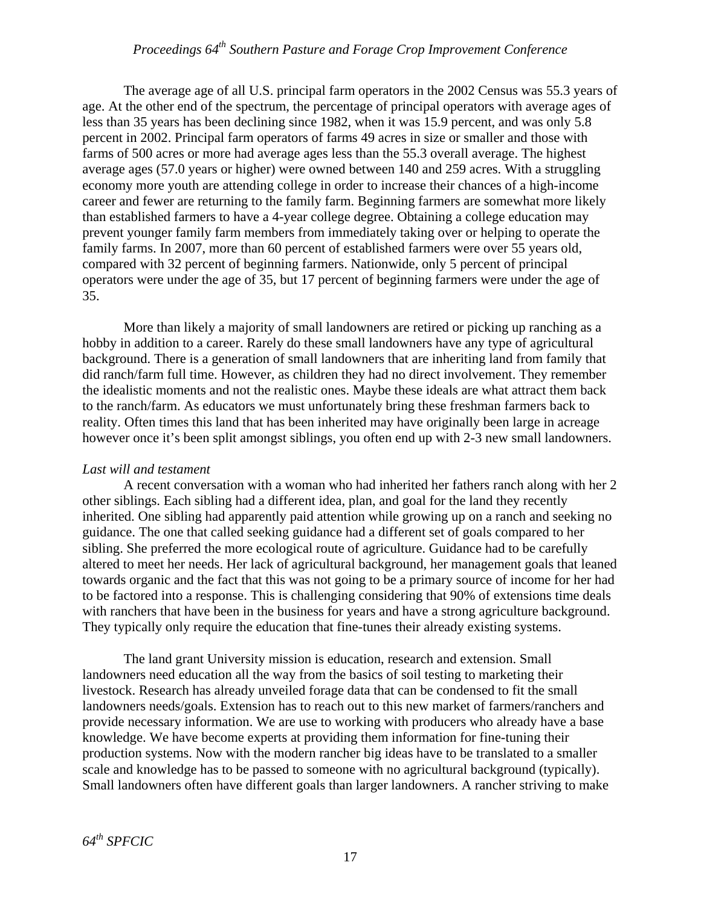The average age of all U.S. principal farm operators in the 2002 Census was 55.3 years of age. At the other end of the spectrum, the percentage of principal operators with average ages of less than 35 years has been declining since 1982, when it was 15.9 percent, and was only 5.8 percent in 2002. Principal farm operators of farms 49 acres in size or smaller and those with farms of 500 acres or more had average ages less than the 55.3 overall average. The highest average ages (57.0 years or higher) were owned between 140 and 259 acres. With a struggling economy more youth are attending college in order to increase their chances of a high-income career and fewer are returning to the family farm. Beginning farmers are somewhat more likely than established farmers to have a 4-year college degree. Obtaining a college education may prevent younger family farm members from immediately taking over or helping to operate the family farms. In 2007, more than 60 percent of established farmers were over 55 years old, compared with 32 percent of beginning farmers. Nationwide, only 5 percent of principal operators were under the age of 35, but 17 percent of beginning farmers were under the age of 35.

More than likely a majority of small landowners are retired or picking up ranching as a hobby in addition to a career. Rarely do these small landowners have any type of agricultural background. There is a generation of small landowners that are inheriting land from family that did ranch/farm full time. However, as children they had no direct involvement. They remember the idealistic moments and not the realistic ones. Maybe these ideals are what attract them back to the ranch/farm. As educators we must unfortunately bring these freshman farmers back to reality. Often times this land that has been inherited may have originally been large in acreage however once it's been split amongst siblings, you often end up with 2-3 new small landowners.

*Last will and testament*

A recent conversation with a woman who had inherited her fathers ranch along with her 2 other siblings. Each sibling had a different idea, plan, and goal for the land they recently inherited. One sibling had apparently paid attention while growing up on a ranch and seeking no guidance. The one that called seeking guidance had a different set of goals compared to her sibling. She preferred the more ecological route of agriculture. Guidance had to be carefully altered to meet her needs. Her lack of agricultural background, her management goals that leaned towards organic and the fact that this was not going to be a primary source of income for her had to be factored into a response. This is challenging considering that 90% of extensions time deals with ranchers that have been in the business for years and have a strong agriculture background. They typically only require the education that fine-tunes their already existing systems.

The land grant University mission is education, research and extension. Small landowners need education all the way from the basics of soil testing to marketing their livestock. Research has already unveiled forage data that can be condensed to fit the small landowners needs/goals. Extension has to reach out to this new market of farmers/ranchers and provide necessary information. We are use to working with producers who already have a base knowledge. We have become experts at providing them information for fine-tuning their production systems. Now with the modern rancher big ideas have to be translated to a smaller scale and knowledge has to be passed to someone with no agricultural background (typically). Small landowners often have different goals than larger landowners. A rancher striving to make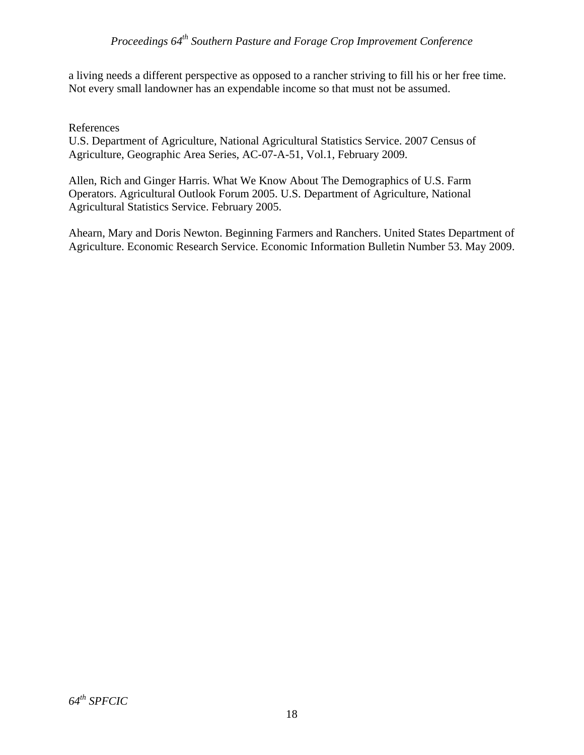a living needs a different perspective as opposed to a rancher striving to fill his or her free time. Not every small landowner has an expendable income so that must not be assumed.

References

U.S. Department of Agriculture, National Agricultural Statistics Service. 2007 Census of Agriculture, Geographic Area Series, AC-07-A-51, Vol.1, February 2009.

Allen, Rich and Ginger Harris. What We Know About The Demographics of U.S. Farm Operators. Agricultural Outlook Forum 2005. U.S. Department of Agriculture, National Agricultural Statistics Service. February 2005.

Ahearn, Mary and Doris Newton. Beginning Farmers and Ranchers. United States Department of Agriculture. Economic Research Service. Economic Information Bulletin Number 53. May 2009.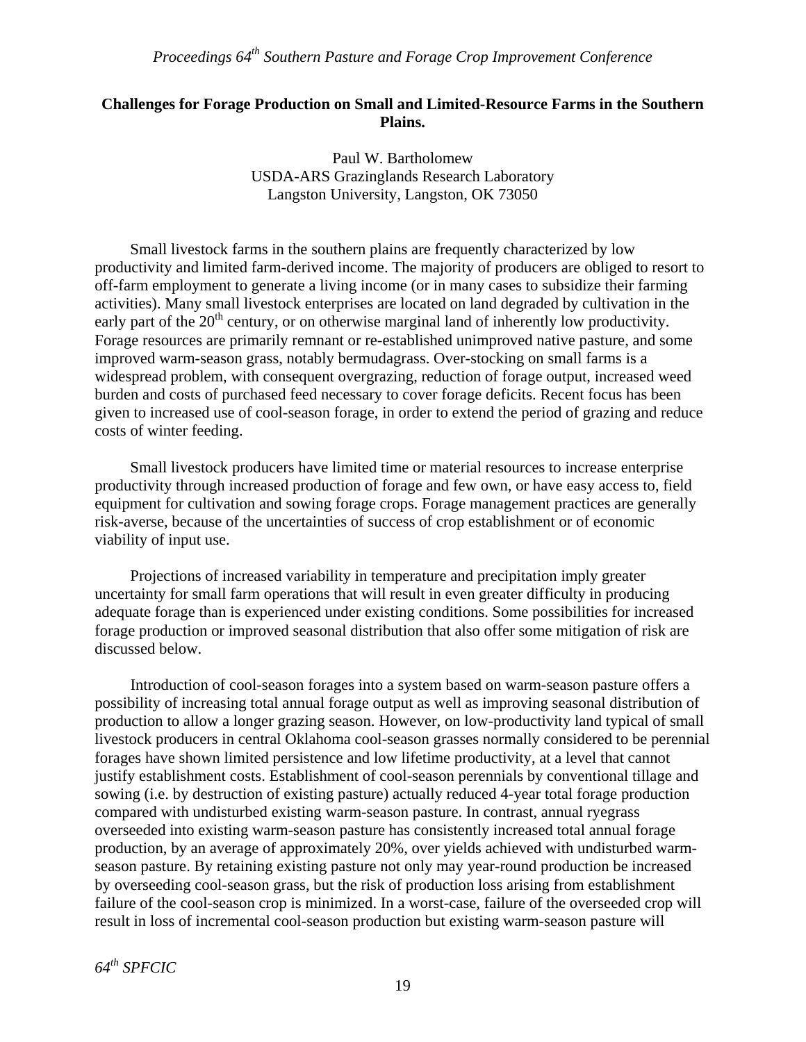**Challenges for Forage Production on Small and Limited-Resource Farms in the Southern Plains.**

Paul W. Bartholomew
USDA-ARS Grazinglands Research Laboratory
Langston University, Langston, OK 73050

Small livestock farms in the southern plains are frequently characterized by low productivity and limited farm-derived income. The majority of producers are obliged to resort to off-farm employment to generate a living income (or in many cases to subsidize their farming activities). Many small livestock enterprises are located on land degraded by cultivation in the early part of the 20th century, or on otherwise marginal land of inherently low productivity. Forage resources are primarily remnant or re-established unimproved native pasture, and some improved warm-season grass, notably bermudagrass. Over-stocking on small farms is a widespread problem, with consequent overgrazing, reduction of forage output, increased weed burden and costs of purchased feed necessary to cover forage deficits. Recent focus has been given to increased use of cool-season forage, in order to extend the period of grazing and reduce costs of winter feeding.

Small livestock producers have limited time or material resources to increase enterprise productivity through increased production of forage and few own, or have easy access to, field equipment for cultivation and sowing forage crops. Forage management practices are generally risk-averse, because of the uncertainties of success of crop establishment or of economic viability of input use.

Projections of increased variability in temperature and precipitation imply greater uncertainty for small farm operations that will result in even greater difficulty in producing adequate forage than is experienced under existing conditions. Some possibilities for increased forage production or improved seasonal distribution that also offer some mitigation of risk are discussed below.

Introduction of cool-season forages into a system based on warm-season pasture offers a possibility of increasing total annual forage output as well as improving seasonal distribution of production to allow a longer grazing season. However, on low-productivity land typical of small livestock producers in central Oklahoma cool-season grasses normally considered to be perennial forages have shown limited persistence and low lifetime productivity, at a level that cannot justify establishment costs. Establishment of cool-season perennials by conventional tillage and sowing (i.e. by destruction of existing pasture) actually reduced 4-year total forage production compared with undisturbed existing warm-season pasture. In contrast, annual ryegrass overseeded into existing warm-season pasture has consistently increased total annual forage production, by an average of approximately 20%, over yields achieved with undisturbed warm-season pasture. By retaining existing pasture not only may year-round production be increased by overseeding cool-season grass, but the risk of production loss arising from establishment failure of the cool-season crop is minimized. In a worst-case, failure of the overseeded crop will result in loss of incremental cool-season production but existing warm-season pasture will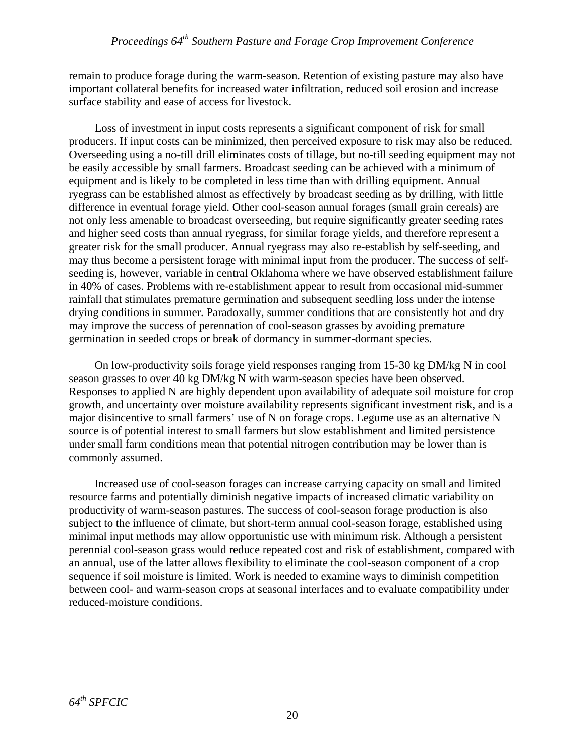remain to produce forage during the warm-season. Retention of existing pasture may also have important collateral benefits for increased water infiltration, reduced soil erosion and increase surface stability and ease of access for livestock.

Loss of investment in input costs represents a significant component of risk for small producers. If input costs can be minimized, then perceived exposure to risk may also be reduced. Overseeding using a no-till drill eliminates costs of tillage, but no-till seeding equipment may not be easily accessible by small farmers. Broadcast seeding can be achieved with a minimum of equipment and is likely to be completed in less time than with drilling equipment. Annual ryegrass can be established almost as effectively by broadcast seeding as by drilling, with little difference in eventual forage yield. Other cool-season annual forages (small grain cereals) are not only less amenable to broadcast overseeding, but require significantly greater seeding rates and higher seed costs than annual ryegrass, for similar forage yields, and therefore represent a greater risk for the small producer. Annual ryegrass may also re-establish by self-seeding, and may thus become a persistent forage with minimal input from the producer. The success of self-seeding is, however, variable in central Oklahoma where we have observed establishment failure in 40% of cases. Problems with re-establishment appear to result from occasional mid-summer rainfall that stimulates premature germination and subsequent seedling loss under the intense drying conditions in summer. Paradoxally, summer conditions that are consistently hot and dry may improve the success of perennation of cool-season grasses by avoiding premature germination in seeded crops or break of dormancy in summer-dormant species.

On low-productivity soils forage yield responses ranging from 15-30 kg DM/kg N in cool season grasses to over 40 kg DM/kg N with warm-season species have been observed. Responses to applied N are highly dependent upon availability of adequate soil moisture for crop growth, and uncertainty over moisture availability represents significant investment risk, and is a major disincentive to small farmers' use of N on forage crops. Legume use as an alternative N source is of potential interest to small farmers but slow establishment and limited persistence under small farm conditions mean that potential nitrogen contribution may be lower than is commonly assumed.

Increased use of cool-season forages can increase carrying capacity on small and limited resource farms and potentially diminish negative impacts of increased climatic variability on productivity of warm-season pastures. The success of cool-season forage production is also subject to the influence of climate, but short-term annual cool-season forage, established using minimal input methods may allow opportunistic use with minimum risk. Although a persistent perennial cool-season grass would reduce repeated cost and risk of establishment, compared with an annual, use of the latter allows flexibility to eliminate the cool-season component of a crop sequence if soil moisture is limited. Work is needed to examine ways to diminish competition between cool- and warm-season crops at seasonal interfaces and to evaluate compatibility under reduced-moisture conditions.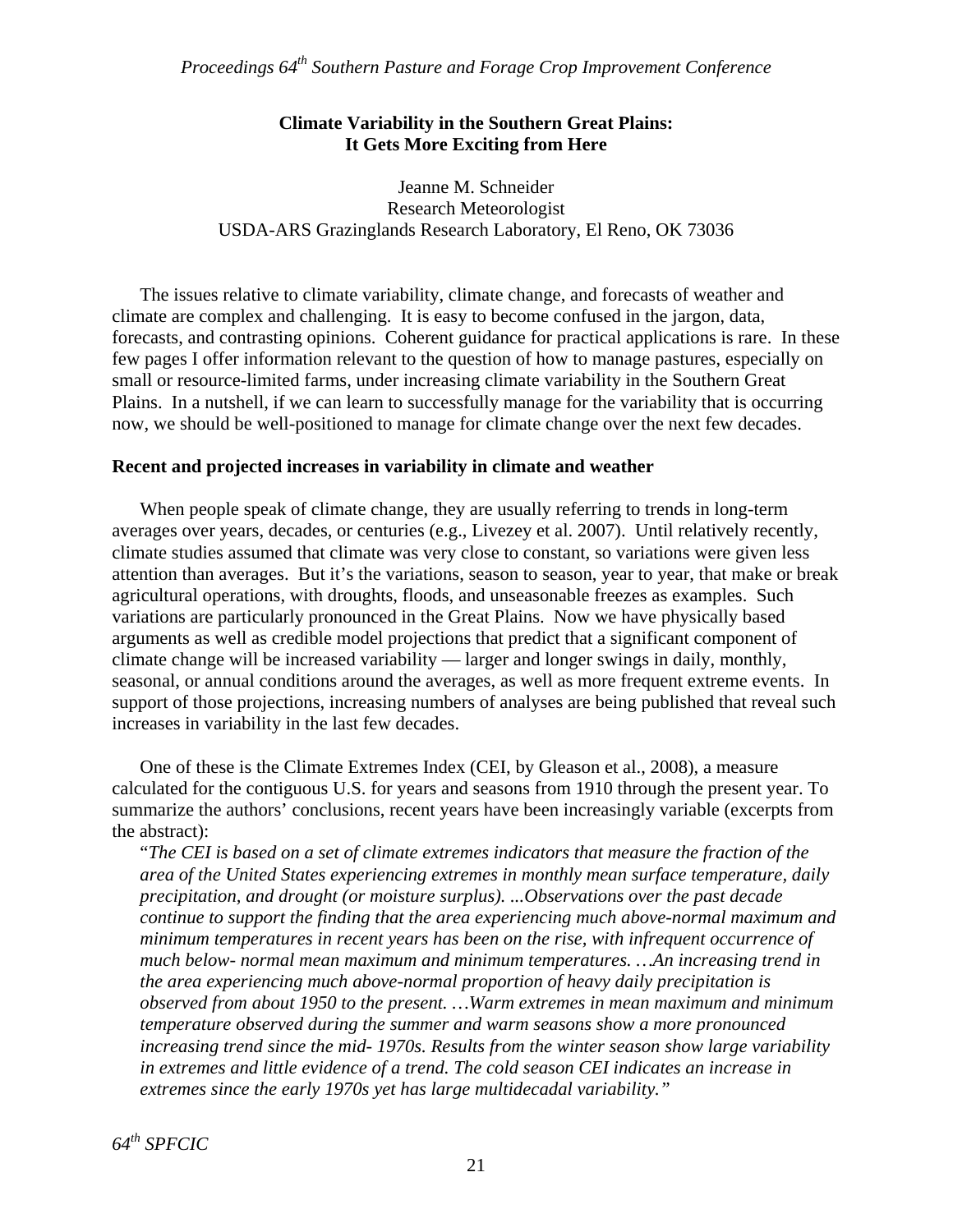## Climate Variability in the Southern Great Plains: It Gets More Exciting from Here

Jeanne M. Schneider
Research Meteorologist
USDA-ARS Grazinglands Research Laboratory, El Reno, OK 73036

The issues relative to climate variability, climate change, and forecasts of weather and climate are complex and challenging. It is easy to become confused in the jargon, data, forecasts, and contrasting opinions. Coherent guidance for practical applications is rare. In these few pages I offer information relevant to the question of how to manage pastures, especially on small or resource-limited farms, under increasing climate variability in the Southern Great Plains. In a nutshell, if we can learn to successfully manage for the variability that is occurring now, we should be well-positioned to manage for climate change over the next few decades.

### Recent and projected increases in variability in climate and weather

When people speak of climate change, they are usually referring to trends in long-term averages over years, decades, or centuries (e.g., Livezey et al. 2007). Until relatively recently, climate studies assumed that climate was very close to constant, so variations were given less attention than averages. But it's the variations, season to season, year to year, that make or break agricultural operations, with droughts, floods, and unseasonable freezes as examples. Such variations are particularly pronounced in the Great Plains. Now we have physically based arguments as well as credible model projections that predict that a significant component of climate change will be increased variability — larger and longer swings in daily, monthly, seasonal, or annual conditions around the averages, as well as more frequent extreme events. In support of those projections, increasing numbers of analyses are being published that reveal such increases in variability in the last few decades.

One of these is the Climate Extremes Index (CEI, by Gleason et al., 2008), a measure calculated for the contiguous U.S. for years and seasons from 1910 through the present year. To summarize the authors' conclusions, recent years have been increasingly variable (excerpts from the abstract):

> "*The CEI is based on a set of climate extremes indicators that measure the fraction of the area of the United States experiencing extremes in monthly mean surface temperature, daily precipitation, and drought (or moisture surplus). ...Observations over the past decade continue to support the finding that the area experiencing much above-normal maximum and minimum temperatures in recent years has been on the rise, with infrequent occurrence of much below- normal mean maximum and minimum temperatures. …An increasing trend in the area experiencing much above-normal proportion of heavy daily precipitation is observed from about 1950 to the present. …Warm extremes in mean maximum and minimum temperature observed during the summer and warm seasons show a more pronounced increasing trend since the mid- 1970s. Results from the winter season show large variability in extremes and little evidence of a trend. The cold season CEI indicates an increase in extremes since the early 1970s yet has large multidecadal variability.*"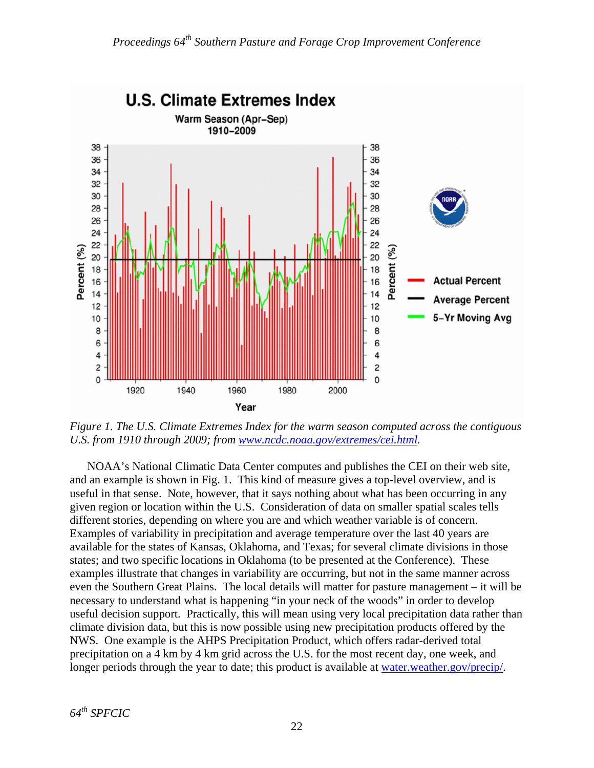*Figure 1. The U.S. Climate Extremes Index for the warm season computed across the contiguous U.S. from 1910 through 2009; from [www.ncdc.noaa.gov/extremes/cei.html](www.ncdc.noaa.gov/extremes/cei.html).*

NOAA's National Climatic Data Center computes and publishes the CEI on their web site, and an example is shown in Fig. 1. This kind of measure gives a top-level overview, and is useful in that sense. Note, however, that it says nothing about what has been occurring in any given region or location within the U.S. Consideration of data on smaller spatial scales tells different stories, depending on where you are and which weather variable is of concern. Examples of variability in precipitation and average temperature over the last 40 years are available for the states of Kansas, Oklahoma, and Texas; for several climate divisions in those states; and two specific locations in Oklahoma (to be presented at the Conference). These examples illustrate that changes in variability are occurring, but not in the same manner across even the Southern Great Plains. The local details will matter for pasture management – it will be necessary to understand what is happening "in your neck of the woods" in order to develop useful decision support. Practically, this will mean using very local precipitation data rather than climate division data, but this is now possible using new precipitation products offered by the NWS. One example is the AHPS Precipitation Product, which offers radar-derived total precipitation on a 4 km by 4 km grid across the U.S. for the most recent day, one week, and longer periods through the year to date; this product is available at [water.weather.gov/precip/](water.weather.gov/precip/).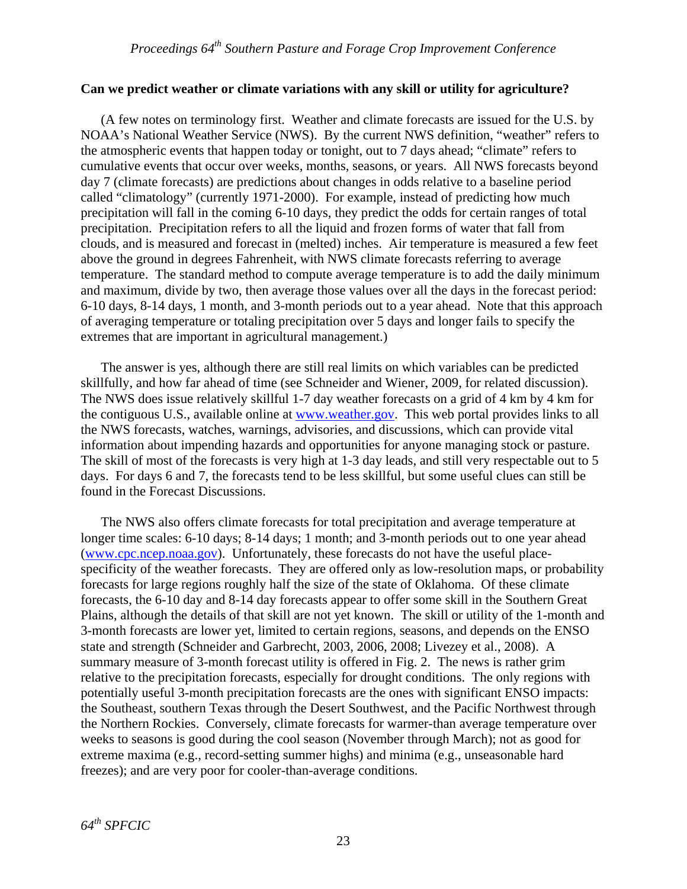**Can we predict weather or climate variations with any skill or utility for agriculture?**

(A few notes on terminology first. Weather and climate forecasts are issued for the U.S. by NOAA's National Weather Service (NWS). By the current NWS definition, "weather" refers to the atmospheric events that happen today or tonight, out to 7 days ahead; "climate" refers to cumulative events that occur over weeks, months, seasons, or years. All NWS forecasts beyond day 7 (climate forecasts) are predictions about changes in odds relative to a baseline period called "climatology" (currently 1971-2000). For example, instead of predicting how much precipitation will fall in the coming 6-10 days, they predict the odds for certain ranges of total precipitation. Precipitation refers to all the liquid and frozen forms of water that fall from clouds, and is measured and forecast in (melted) inches. Air temperature is measured a few feet above the ground in degrees Fahrenheit, with NWS climate forecasts referring to average temperature. The standard method to compute average temperature is to add the daily minimum and maximum, divide by two, then average those values over all the days in the forecast period: 6-10 days, 8-14 days, 1 month, and 3-month periods out to a year ahead. Note that this approach of averaging temperature or totaling precipitation over 5 days and longer fails to specify the extremes that are important in agricultural management.)

The answer is yes, although there are still real limits on which variables can be predicted skillfully, and how far ahead of time (see Schneider and Wiener, 2009, for related discussion). The NWS does issue relatively skillful 1-7 day weather forecasts on a grid of 4 km by 4 km for the contiguous U.S., available online at www.weather.gov. This web portal provides links to all the NWS forecasts, watches, warnings, advisories, and discussions, which can provide vital information about impending hazards and opportunities for anyone managing stock or pasture. The skill of most of the forecasts is very high at 1-3 day leads, and still very respectable out to 5 days. For days 6 and 7, the forecasts tend to be less skillful, but some useful clues can still be found in the Forecast Discussions.

The NWS also offers climate forecasts for total precipitation and average temperature at longer time scales: 6-10 days; 8-14 days; 1 month; and 3-month periods out to one year ahead (www.cpc.ncep.noaa.gov). Unfortunately, these forecasts do not have the useful place-specificity of the weather forecasts. They are offered only as low-resolution maps, or probability forecasts for large regions roughly half the size of the state of Oklahoma. Of these climate forecasts, the 6-10 day and 8-14 day forecasts appear to offer some skill in the Southern Great Plains, although the details of that skill are not yet known. The skill or utility of the 1-month and 3-month forecasts are lower yet, limited to certain regions, seasons, and depends on the ENSO state and strength (Schneider and Garbrecht, 2003, 2006, 2008; Livezey et al., 2008). A summary measure of 3-month forecast utility is offered in Fig. 2. The news is rather grim relative to the precipitation forecasts, especially for drought conditions. The only regions with potentially useful 3-month precipitation forecasts are the ones with significant ENSO impacts: the Southeast, southern Texas through the Desert Southwest, and the Pacific Northwest through the Northern Rockies. Conversely, climate forecasts for warmer-than average temperature over weeks to seasons is good during the cool season (November through March); not as good for extreme maxima (e.g., record-setting summer highs) and minima (e.g., unseasonable hard freezes); and are very poor for cooler-than-average conditions.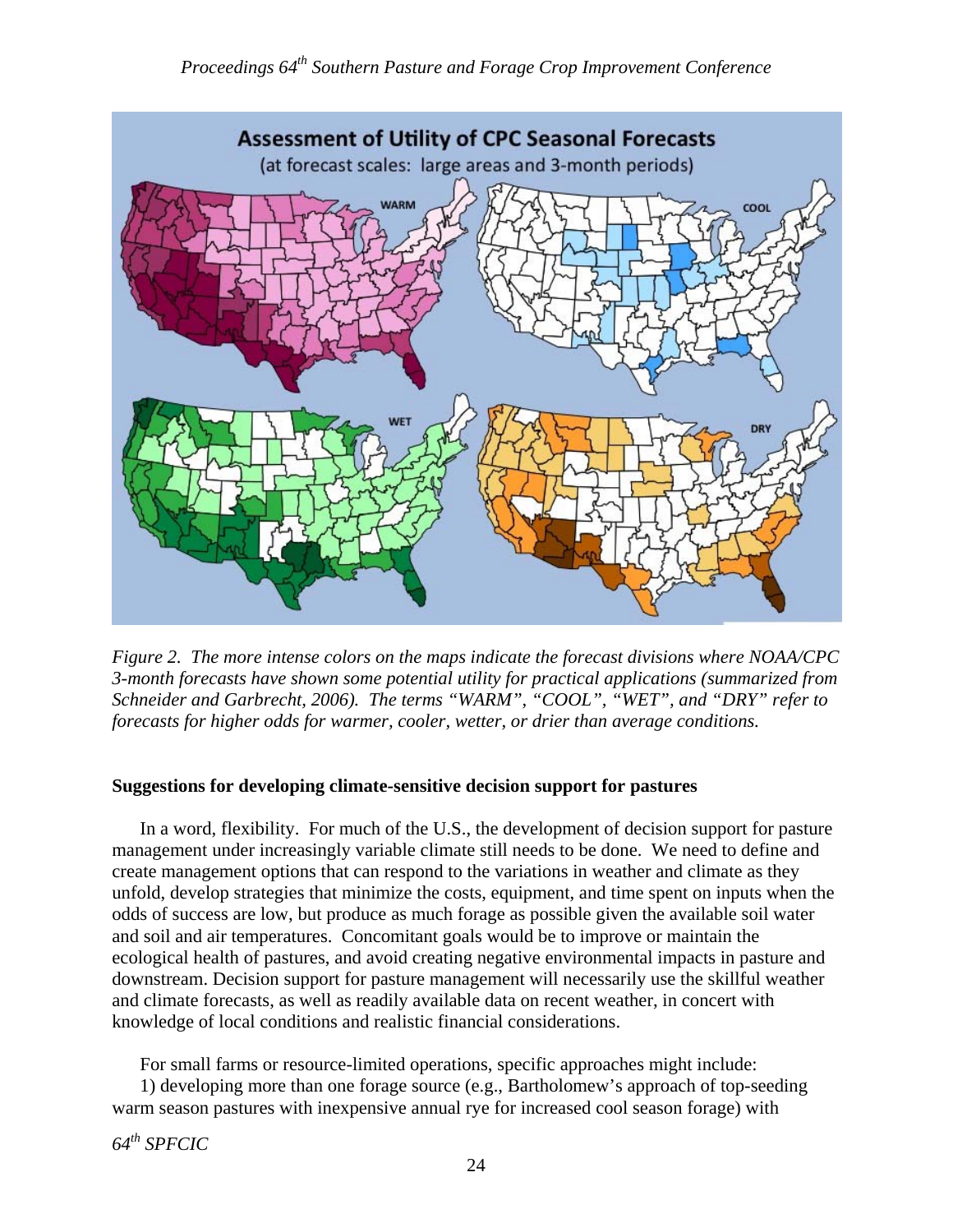Figure 2. *The more intense colors on the maps indicate the forecast divisions where NOAA/CPC 3-month forecasts have shown some potential utility for practical applications (summarized from Schneider and Garbrecht, 2006). The terms "WARM", "COOL", "WET", and "DRY" refer to forecasts for higher odds for warmer, cooler, wetter, or drier than average conditions.*

**Suggestions for developing climate-sensitive decision support for pastures**

In a word, flexibility. For much of the U.S., the development of decision support for pasture management under increasingly variable climate still needs to be done. We need to define and create management options that can respond to the variations in weather and climate as they unfold, develop strategies that minimize the costs, equipment, and time spent on inputs when the odds of success are low, but produce as much forage as possible given the available soil water and soil and air temperatures. Concomitant goals would be to improve or maintain the ecological health of pastures, and avoid creating negative environmental impacts in pasture and downstream. Decision support for pasture management will necessarily use the skillful weather and climate forecasts, as well as readily available data on recent weather, in concert with knowledge of local conditions and realistic financial considerations.

For small farms or resource-limited operations, specific approaches might include:

1) developing more than one forage source (e.g., Bartholomew's approach of top-seeding warm season pastures with inexpensive annual rye for increased cool season forage) with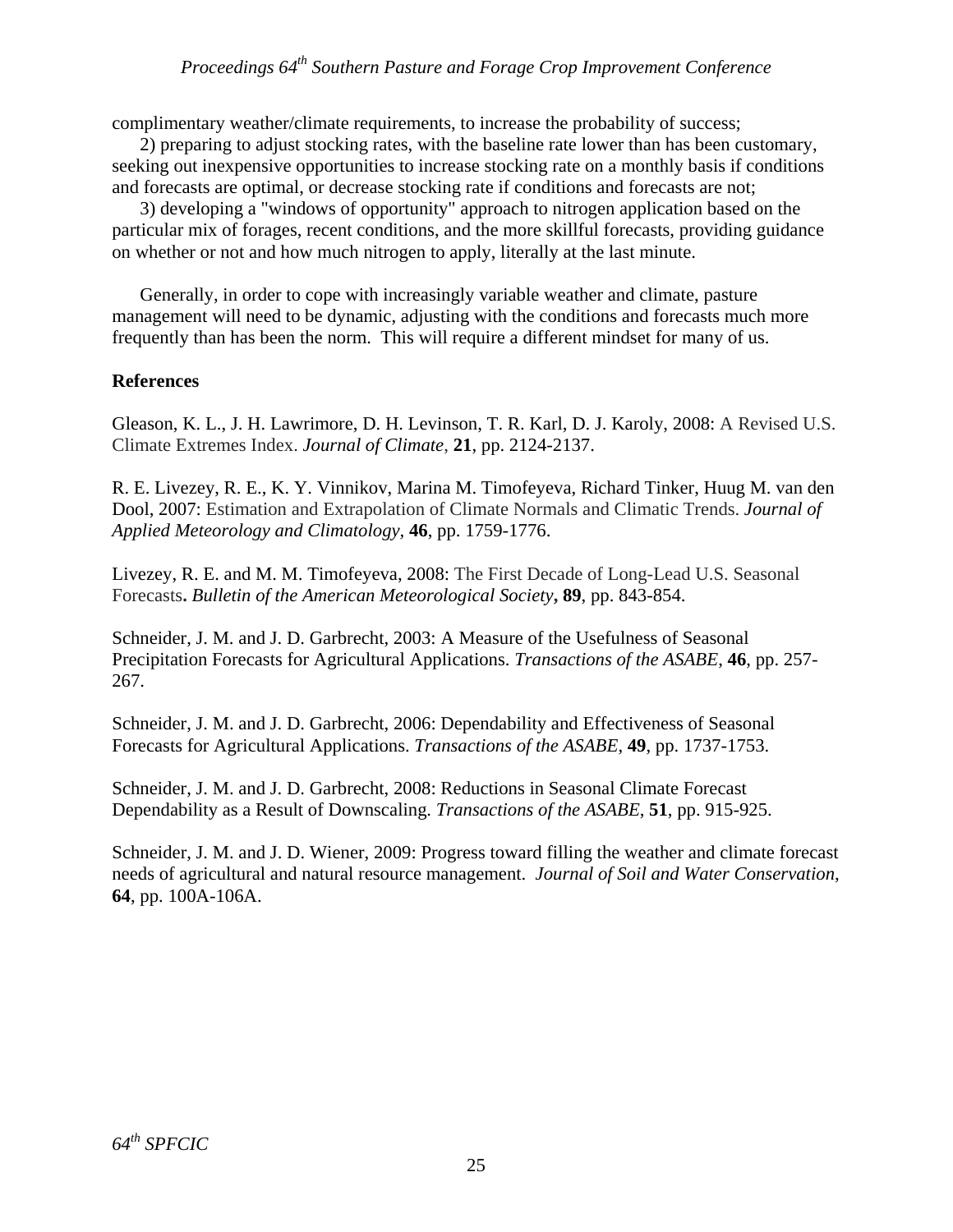complimentary weather/climate requirements, to increase the probability of success;

2) preparing to adjust stocking rates, with the baseline rate lower than has been customary, seeking out inexpensive opportunities to increase stocking rate on a monthly basis if conditions and forecasts are optimal, or decrease stocking rate if conditions and forecasts are not;

3) developing a "windows of opportunity" approach to nitrogen application based on the particular mix of forages, recent conditions, and the more skillful forecasts, providing guidance on whether or not and how much nitrogen to apply, literally at the last minute.

Generally, in order to cope with increasingly variable weather and climate, pasture management will need to be dynamic, adjusting with the conditions and forecasts much more frequently than has been the norm. This will require a different mindset for many of us.

**References**

Gleason, K. L., J. H. Lawrimore, D. H. Levinson, T. R. Karl, D. J. Karoly, 2008: A Revised U.S. Climate Extremes Index. *Journal of Climate*, **21**, pp. 2124-2137.

R. E. Livezey, R. E., K. Y. Vinnikov, Marina M. Timofeyeva, Richard Tinker, Huug M. van den Dool, 2007: Estimation and Extrapolation of Climate Normals and Climatic Trends. *Journal of Applied Meteorology and Climatology*, **46**, pp. 1759-1776.

Livezey, R. E. and M. M. Timofeyeva, 2008: The First Decade of Long-Lead U.S. Seasonal Forecasts**.** *Bulletin of the American Meteorological Society***, 89**, pp. 843-854.

Schneider, J. M. and J. D. Garbrecht, 2003: A Measure of the Usefulness of Seasonal Precipitation Forecasts for Agricultural Applications. *Transactions of the ASABE*, **46**, pp. 257-267.

Schneider, J. M. and J. D. Garbrecht, 2006: Dependability and Effectiveness of Seasonal Forecasts for Agricultural Applications. *Transactions of the ASABE*, **49**, pp. 1737-1753.

Schneider, J. M. and J. D. Garbrecht, 2008: Reductions in Seasonal Climate Forecast Dependability as a Result of Downscaling. *Transactions of the ASABE*, **51**, pp. 915-925.

Schneider, J. M. and J. D. Wiener, 2009: Progress toward filling the weather and climate forecast needs of agricultural and natural resource management. *Journal of Soil and Water Conservation*, **64**, pp. 100A-106A.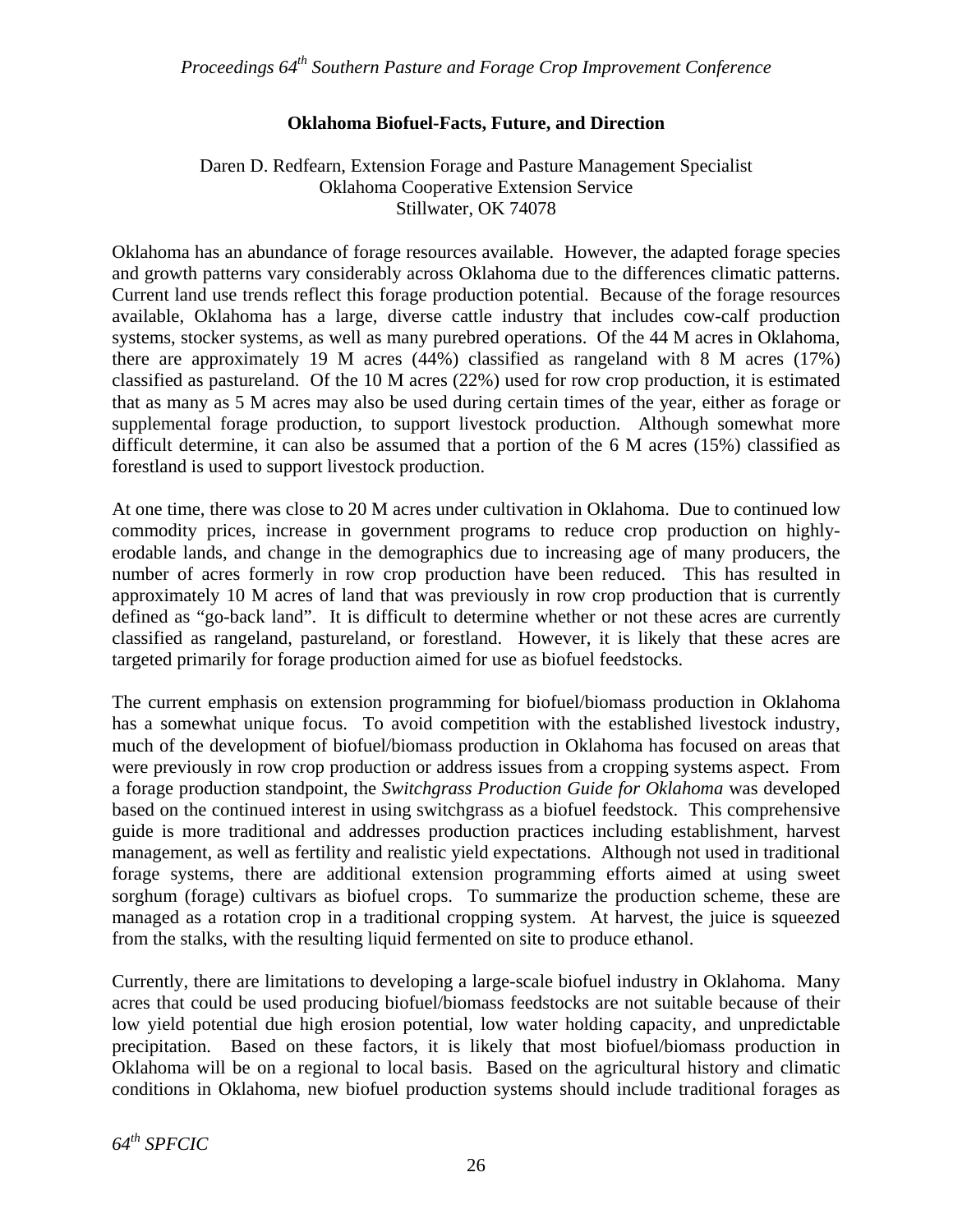## Oklahoma Biofuel-Facts, Future, and Direction

Daren D. Redfearn, Extension Forage and Pasture Management Specialist
Oklahoma Cooperative Extension Service
Stillwater, OK 74078

Oklahoma has an abundance of forage resources available. However, the adapted forage species and growth patterns vary considerably across Oklahoma due to the differences climatic patterns. Current land use trends reflect this forage production potential. Because of the forage resources available, Oklahoma has a large, diverse cattle industry that includes cow-calf production systems, stocker systems, as well as many purebred operations. Of the 44 M acres in Oklahoma, there are approximately 19 M acres (44%) classified as rangeland with 8 M acres (17%) classified as pastureland. Of the 10 M acres (22%) used for row crop production, it is estimated that as many as 5 M acres may also be used during certain times of the year, either as forage or supplemental forage production, to support livestock production. Although somewhat more difficult determine, it can also be assumed that a portion of the 6 M acres (15%) classified as forestland is used to support livestock production.

At one time, there was close to 20 M acres under cultivation in Oklahoma. Due to continued low commodity prices, increase in government programs to reduce crop production on highly-erodable lands, and change in the demographics due to increasing age of many producers, the number of acres formerly in row crop production have been reduced. This has resulted in approximately 10 M acres of land that was previously in row crop production that is currently defined as "go-back land". It is difficult to determine whether or not these acres are currently classified as rangeland, pastureland, or forestland. However, it is likely that these acres are targeted primarily for forage production aimed for use as biofuel feedstocks.

The current emphasis on extension programming for biofuel/biomass production in Oklahoma has a somewhat unique focus. To avoid competition with the established livestock industry, much of the development of biofuel/biomass production in Oklahoma has focused on areas that were previously in row crop production or address issues from a cropping systems aspect. From a forage production standpoint, the *Switchgrass Production Guide for Oklahoma* was developed based on the continued interest in using switchgrass as a biofuel feedstock. This comprehensive guide is more traditional and addresses production practices including establishment, harvest management, as well as fertility and realistic yield expectations. Although not used in traditional forage systems, there are additional extension programming efforts aimed at using sweet sorghum (forage) cultivars as biofuel crops. To summarize the production scheme, these are managed as a rotation crop in a traditional cropping system. At harvest, the juice is squeezed from the stalks, with the resulting liquid fermented on site to produce ethanol.

Currently, there are limitations to developing a large-scale biofuel industry in Oklahoma. Many acres that could be used producing biofuel/biomass feedstocks are not suitable because of their low yield potential due high erosion potential, low water holding capacity, and unpredictable precipitation. Based on these factors, it is likely that most biofuel/biomass production in Oklahoma will be on a regional to local basis. Based on the agricultural history and climatic conditions in Oklahoma, new biofuel production systems should include traditional forages as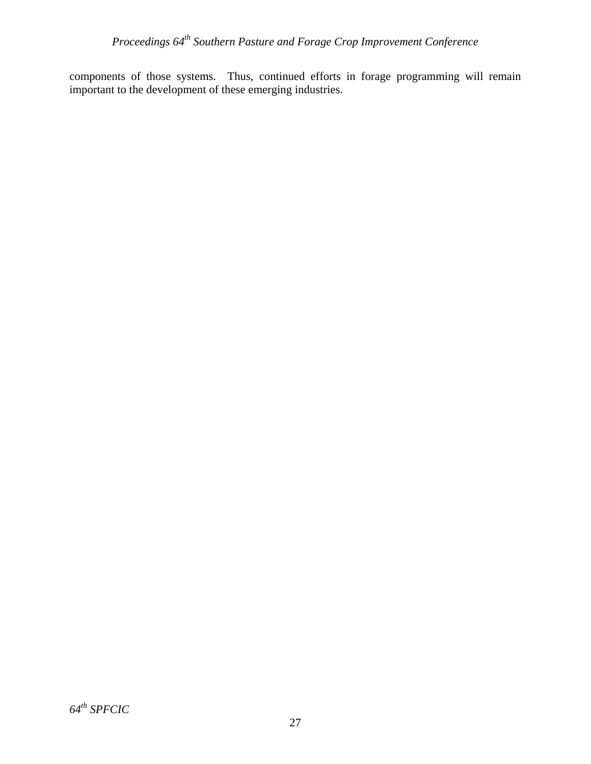components of those systems. Thus, continued efforts in forage programming will remain important to the development of these emerging industries.